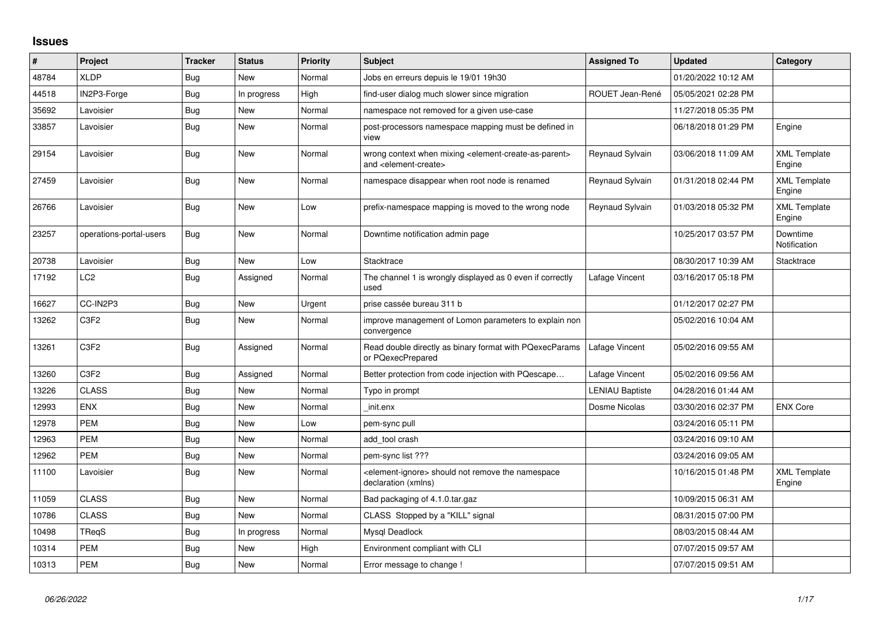# Issues

| # | Project | Tracker | Status | Priority | Subject | Assigned To | Updated | Category |
|---|---|---|---|---|---|---|---|---|
| 48784 | XLDP | Bug | New | Normal | Jobs en erreurs depuis le 19/01 19h30 | | 01/20/2022 10:12 AM | |
| 44518 | IN2P3-Forge | Bug | In progress | High | find-user dialog much slower since migration | ROUET Jean-René | 05/05/2021 02:28 PM | |
| 35692 | Lavoisier | Bug | New | Normal | namespace not removed for a given use-case | | 11/27/2018 05:35 PM | |
| 33857 | Lavoisier | Bug | New | Normal | post-processors namespace mapping must be defined in view | | 06/18/2018 01:29 PM | Engine |
| 29154 | Lavoisier | Bug | New | Normal | wrong context when mixing <element-create-as-parent> and <element-create> | Reynaud Sylvain | 03/06/2018 11:09 AM | XML Template Engine |
| 27459 | Lavoisier | Bug | New | Normal | namespace disappear when root node is renamed | Reynaud Sylvain | 01/31/2018 02:44 PM | XML Template Engine |
| 26766 | Lavoisier | Bug | New | Low | prefix-namespace mapping is moved to the wrong node | Reynaud Sylvain | 01/03/2018 05:32 PM | XML Template Engine |
| 23257 | operations-portal-users | Bug | New | Normal | Downtime notification admin page | | 10/25/2017 03:57 PM | Downtime Notification |
| 20738 | Lavoisier | Bug | New | Low | Stacktrace | | 08/30/2017 10:39 AM | Stacktrace |
| 17192 | LC2 | Bug | Assigned | Normal | The channel 1 is wrongly displayed as 0 even if correctly used | Lafage Vincent | 03/16/2017 05:18 PM | |
| 16627 | CC-IN2P3 | Bug | New | Urgent | prise cassée bureau 311 b | | 01/12/2017 02:27 PM | |
| 13262 | C3F2 | Bug | New | Normal | improve management of Lomon parameters to explain non convergence | | 05/02/2016 10:04 AM | |
| 13261 | C3F2 | Bug | Assigned | Normal | Read double directly as binary format with PQexecParams or PQexecPrepared | Lafage Vincent | 05/02/2016 09:55 AM | |
| 13260 | C3F2 | Bug | Assigned | Normal | Better protection from code injection with PQescape… | Lafage Vincent | 05/02/2016 09:56 AM | |
| 13226 | CLASS | Bug | New | Normal | Typo in prompt | LENIAU Baptiste | 04/28/2016 01:44 AM | |
| 12993 | ENX | Bug | New | Normal | _init.enx | Dosme Nicolas | 03/30/2016 02:37 PM | ENX Core |
| 12978 | PEM | Bug | New | Low | pem-sync pull | | 03/24/2016 05:11 PM | |
| 12963 | PEM | Bug | New | Normal | add_tool crash | | 03/24/2016 09:10 AM | |
| 12962 | PEM | Bug | New | Normal | pem-sync list ??? | | 03/24/2016 09:05 AM | |
| 11100 | Lavoisier | Bug | New | Normal | <element-ignore> should not remove the namespace declaration (xmlns) | | 10/16/2015 01:48 PM | XML Template Engine |
| 11059 | CLASS | Bug | New | Normal | Bad packaging of 4.1.0.tar.gaz | | 10/09/2015 06:31 AM | |
| 10786 | CLASS | Bug | New | Normal | CLASS Stopped by a "KILL" signal | | 08/31/2015 07:00 PM | |
| 10498 | TReqS | Bug | In progress | Normal | Mysql Deadlock | | 08/03/2015 08:44 AM | |
| 10314 | PEM | Bug | New | High | Environment compliant with CLI | | 07/07/2015 09:57 AM | |
| 10313 | PEM | Bug | New | Normal | Error message to change ! | | 07/07/2015 09:51 AM | |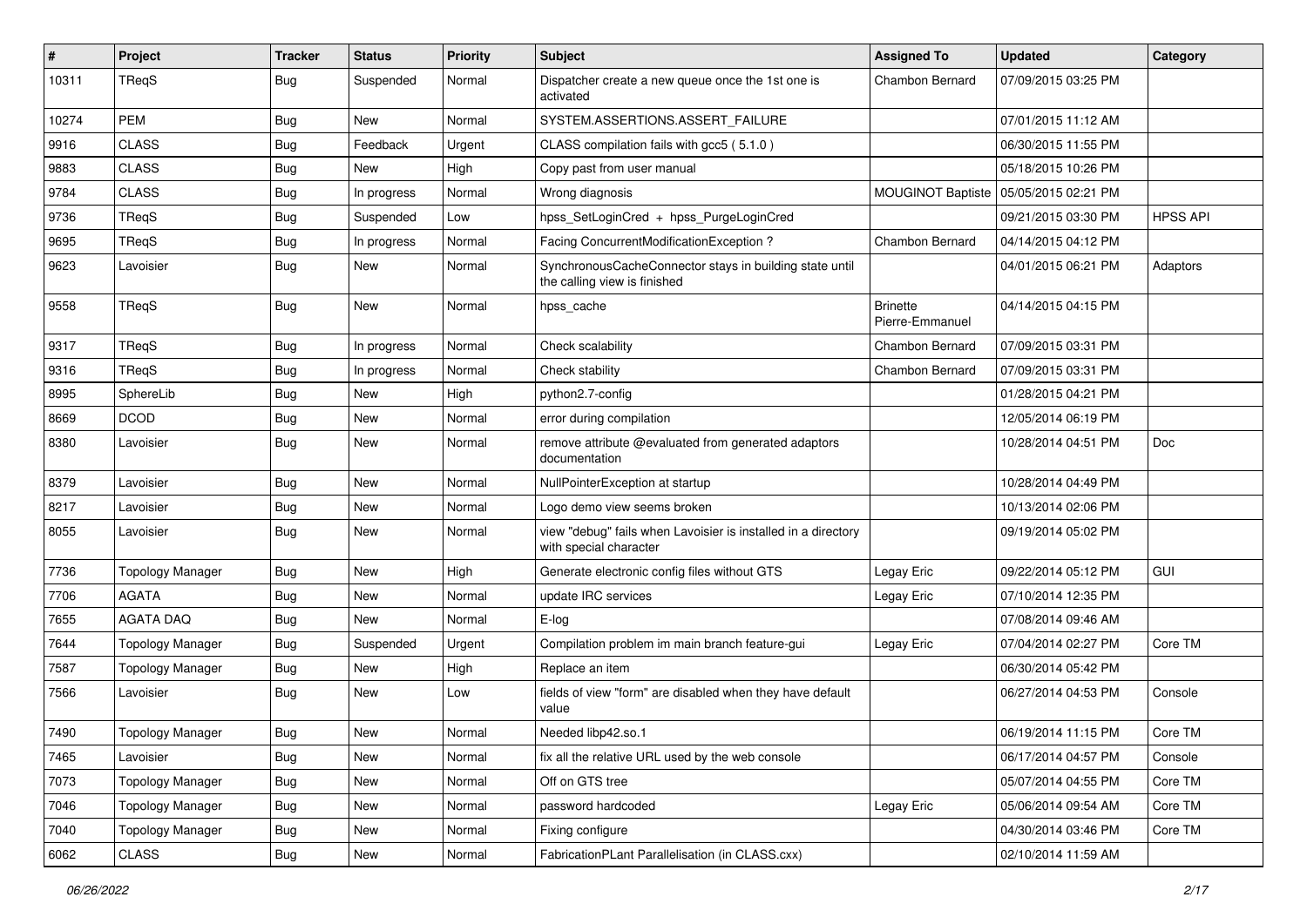| # | Project | Tracker | Status | Priority | Subject | Assigned To | Updated | Category |
|---|---|---|---|---|---|---|---|---|
| 10311 | TReqS | Bug | Suspended | Normal | Dispatcher create a new queue once the 1st one is activated | Chambon Bernard | 07/09/2015 03:25 PM | |
| 10274 | PEM | Bug | New | Normal | SYSTEM.ASSERTIONS.ASSERT_FAILURE | | 07/01/2015 11:12 AM | |
| 9916 | CLASS | Bug | Feedback | Urgent | CLASS compilation fails with gcc5 ( 5.1.0 ) | | 06/30/2015 11:55 PM | |
| 9883 | CLASS | Bug | New | High | Copy past from user manual | | 05/18/2015 10:26 PM | |
| 9784 | CLASS | Bug | In progress | Normal | Wrong diagnosis | MOUGINOT Baptiste | 05/05/2015 02:21 PM | |
| 9736 | TReqS | Bug | Suspended | Low | hpss_SetLoginCred + hpss_PurgeLoginCred | | 09/21/2015 03:30 PM | HPSS API |
| 9695 | TReqS | Bug | In progress | Normal | Facing ConcurrentModificationException ? | Chambon Bernard | 04/14/2015 04:12 PM | |
| 9623 | Lavoisier | Bug | New | Normal | SynchronousCacheConnector stays in building state until the calling view is finished | | 04/01/2015 06:21 PM | Adaptors |
| 9558 | TReqS | Bug | New | Normal | hpss_cache | Brinette Pierre-Emmanuel | 04/14/2015 04:15 PM | |
| 9317 | TReqS | Bug | In progress | Normal | Check scalability | Chambon Bernard | 07/09/2015 03:31 PM | |
| 9316 | TReqS | Bug | In progress | Normal | Check stability | Chambon Bernard | 07/09/2015 03:31 PM | |
| 8995 | SphereLib | Bug | New | High | python2.7-config | | 01/28/2015 04:21 PM | |
| 8669 | DCOD | Bug | New | Normal | error during compilation | | 12/05/2014 06:19 PM | |
| 8380 | Lavoisier | Bug | New | Normal | remove attribute @evaluated from generated adaptors documentation | | 10/28/2014 04:51 PM | Doc |
| 8379 | Lavoisier | Bug | New | Normal | NullPointerException at startup | | 10/28/2014 04:49 PM | |
| 8217 | Lavoisier | Bug | New | Normal | Logo demo view seems broken | | 10/13/2014 02:06 PM | |
| 8055 | Lavoisier | Bug | New | Normal | view "debug" fails when Lavoisier is installed in a directory with special character | | 09/19/2014 05:02 PM | |
| 7736 | Topology Manager | Bug | New | High | Generate electronic config files without GTS | Legay Eric | 09/22/2014 05:12 PM | GUI |
| 7706 | AGATA | Bug | New | Normal | update IRC services | Legay Eric | 07/10/2014 12:35 PM | |
| 7655 | AGATA DAQ | Bug | New | Normal | E-log | | 07/08/2014 09:46 AM | |
| 7644 | Topology Manager | Bug | Suspended | Urgent | Compilation problem im main branch feature-gui | Legay Eric | 07/04/2014 02:27 PM | Core TM |
| 7587 | Topology Manager | Bug | New | High | Replace an item | | 06/30/2014 05:42 PM | |
| 7566 | Lavoisier | Bug | New | Low | fields of view "form" are disabled when they have default value | | 06/27/2014 04:53 PM | Console |
| 7490 | Topology Manager | Bug | New | Normal | Needed libp42.so.1 | | 06/19/2014 11:15 PM | Core TM |
| 7465 | Lavoisier | Bug | New | Normal | fix all the relative URL used by the web console | | 06/17/2014 04:57 PM | Console |
| 7073 | Topology Manager | Bug | New | Normal | Off on GTS tree | | 05/07/2014 04:55 PM | Core TM |
| 7046 | Topology Manager | Bug | New | Normal | password hardcoded | Legay Eric | 05/06/2014 09:54 AM | Core TM |
| 7040 | Topology Manager | Bug | New | Normal | Fixing configure | | 04/30/2014 03:46 PM | Core TM |
| 6062 | CLASS | Bug | New | Normal | FabricationPLant Parallelisation (in CLASS.cxx) | | 02/10/2014 11:59 AM | |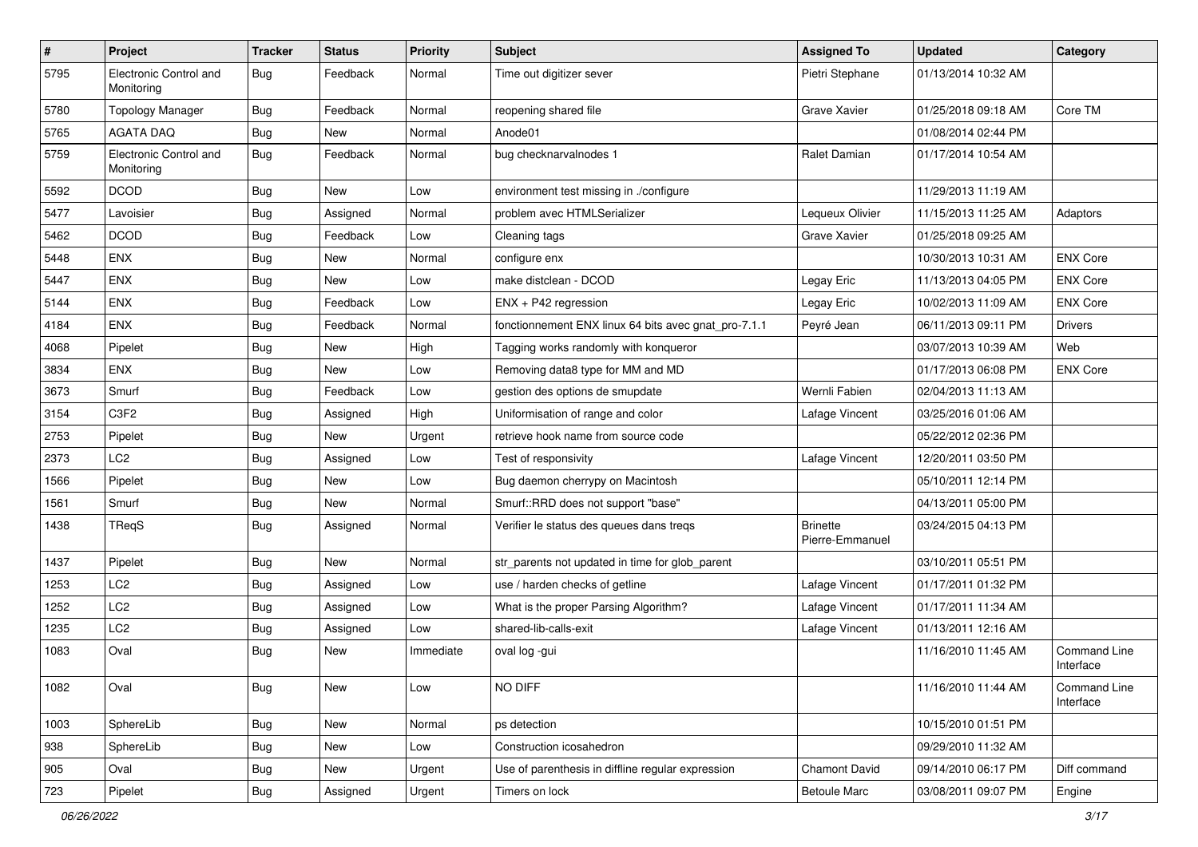| # | Project | Tracker | Status | Priority | Subject | Assigned To | Updated | Category |
|---|---|---|---|---|---|---|---|---|
| 5795 | Electronic Control and Monitoring | Bug | Feedback | Normal | Time out digitizer sever | Pietri Stephane | 01/13/2014 10:32 AM | |
| 5780 | Topology Manager | Bug | Feedback | Normal | reopening shared file | Grave Xavier | 01/25/2018 09:18 AM | Core TM |
| 5765 | AGATA DAQ | Bug | New | Normal | Anode01 | | 01/08/2014 02:44 PM | |
| 5759 | Electronic Control and Monitoring | Bug | Feedback | Normal | bug checknarvalnodes 1 | Ralet Damian | 01/17/2014 10:54 AM | |
| 5592 | DCOD | Bug | New | Low | environment test missing in ./configure | | 11/29/2013 11:19 AM | |
| 5477 | Lavoisier | Bug | Assigned | Normal | problem avec HTMLSerializer | Lequeux Olivier | 11/15/2013 11:25 AM | Adaptors |
| 5462 | DCOD | Bug | Feedback | Low | Cleaning tags | Grave Xavier | 01/25/2018 09:25 AM | |
| 5448 | ENX | Bug | New | Normal | configure enx | | 10/30/2013 10:31 AM | ENX Core |
| 5447 | ENX | Bug | New | Low | make distclean - DCOD | Legay Eric | 11/13/2013 04:05 PM | ENX Core |
| 5144 | ENX | Bug | Feedback | Low | ENX + P42 regression | Legay Eric | 10/02/2013 11:09 AM | ENX Core |
| 4184 | ENX | Bug | Feedback | Normal | fonctionnement ENX linux 64 bits avec gnat_pro-7.1.1 | Peyré Jean | 06/11/2013 09:11 PM | Drivers |
| 4068 | Pipelet | Bug | New | High | Tagging works randomly with konqueror | | 03/07/2013 10:39 AM | Web |
| 3834 | ENX | Bug | New | Low | Removing data8 type for MM and MD | | 01/17/2013 06:08 PM | ENX Core |
| 3673 | Smurf | Bug | Feedback | Low | gestion des options de smupdate | Wernli Fabien | 02/04/2013 11:13 AM | |
| 3154 | C3F2 | Bug | Assigned | High | Uniformisation of range and color | Lafage Vincent | 03/25/2016 01:06 AM | |
| 2753 | Pipelet | Bug | New | Urgent | retrieve hook name from source code | | 05/22/2012 02:36 PM | |
| 2373 | LC2 | Bug | Assigned | Low | Test of responsivity | Lafage Vincent | 12/20/2011 03:50 PM | |
| 1566 | Pipelet | Bug | New | Low | Bug daemon cherrypy on Macintosh | | 05/10/2011 12:14 PM | |
| 1561 | Smurf | Bug | New | Normal | Smurf::RRD does not support "base" | | 04/13/2011 05:00 PM | |
| 1438 | TReqS | Bug | Assigned | Normal | Verifier le status des queues dans treqs | Brinette Pierre-Emmanuel | 03/24/2015 04:13 PM | |
| 1437 | Pipelet | Bug | New | Normal | str_parents not updated in time for glob_parent | | 03/10/2011 05:51 PM | |
| 1253 | LC2 | Bug | Assigned | Low | use / harden checks of getline | Lafage Vincent | 01/17/2011 01:32 PM | |
| 1252 | LC2 | Bug | Assigned | Low | What is the proper Parsing Algorithm? | Lafage Vincent | 01/17/2011 11:34 AM | |
| 1235 | LC2 | Bug | Assigned | Low | shared-lib-calls-exit | Lafage Vincent | 01/13/2011 12:16 AM | |
| 1083 | Oval | Bug | New | Immediate | oval log -gui | | 11/16/2010 11:45 AM | Command Line Interface |
| 1082 | Oval | Bug | New | Low | NO DIFF | | 11/16/2010 11:44 AM | Command Line Interface |
| 1003 | SphereLib | Bug | New | Normal | ps detection | | 10/15/2010 01:51 PM | |
| 938 | SphereLib | Bug | New | Low | Construction icosahedron | | 09/29/2010 11:32 AM | |
| 905 | Oval | Bug | New | Urgent | Use of parenthesis in diffline regular expression | Chamont David | 09/14/2010 06:17 PM | Diff command |
| 723 | Pipelet | Bug | Assigned | Urgent | Timers on lock | Betoule Marc | 03/08/2011 09:07 PM | Engine |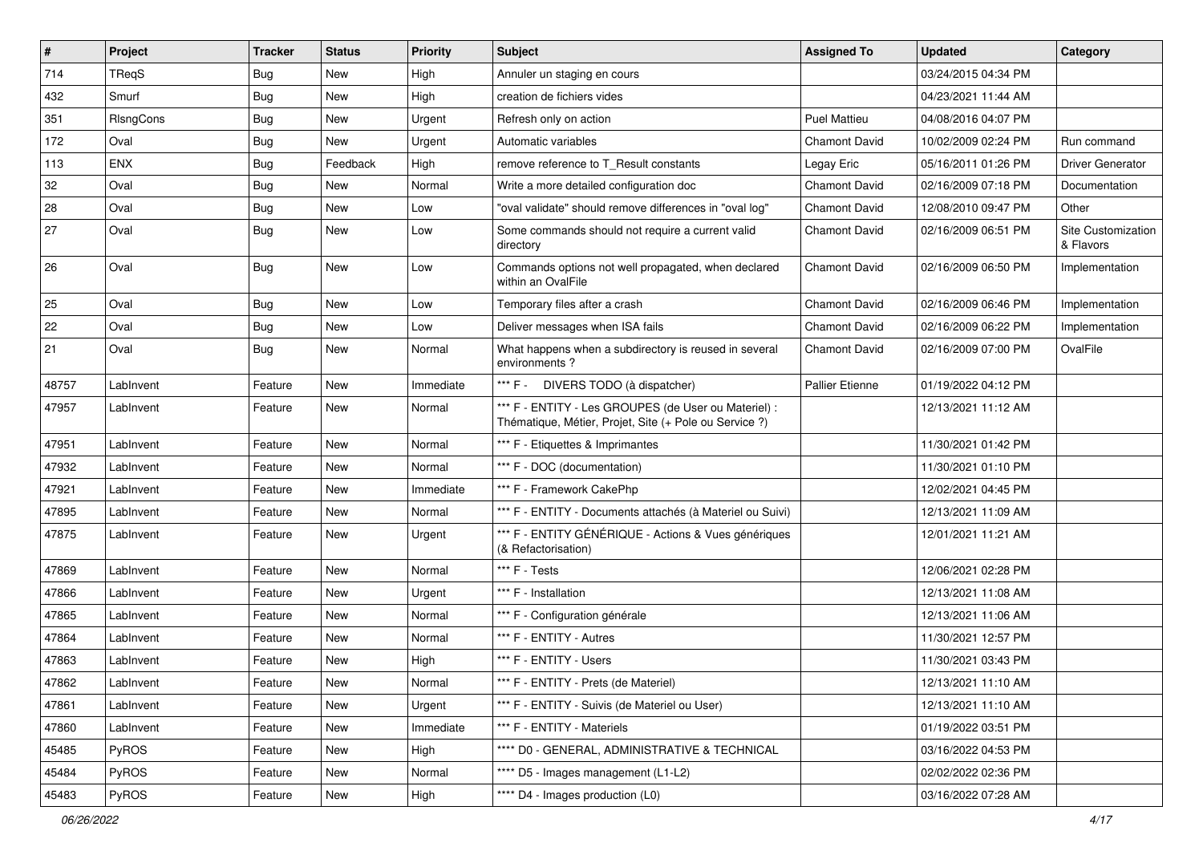| # | Project | Tracker | Status | Priority | Subject | Assigned To | Updated | Category |
|---|---|---|---|---|---|---|---|---|
| 714 | TReqS | Bug | New | High | Annuler un staging en cours | | 03/24/2015 04:34 PM | |
| 432 | Smurf | Bug | New | High | creation de fichiers vides | | 04/23/2021 11:44 AM | |
| 351 | RIsngCons | Bug | New | Urgent | Refresh only on action | Puel Mattieu | 04/08/2016 04:07 PM | |
| 172 | Oval | Bug | New | Urgent | Automatic variables | Chamont David | 10/02/2009 02:24 PM | Run command |
| 113 | ENX | Bug | Feedback | High | remove reference to T_Result constants | Legay Eric | 05/16/2011 01:26 PM | Driver Generator |
| 32 | Oval | Bug | New | Normal | Write a more detailed configuration doc | Chamont David | 02/16/2009 07:18 PM | Documentation |
| 28 | Oval | Bug | New | Low | "oval validate" should remove differences in "oval log" | Chamont David | 12/08/2010 09:47 PM | Other |
| 27 | Oval | Bug | New | Low | Some commands should not require a current valid directory | Chamont David | 02/16/2009 06:51 PM | Site Customization & Flavors |
| 26 | Oval | Bug | New | Low | Commands options not well propagated, when declared within an OvalFile | Chamont David | 02/16/2009 06:50 PM | Implementation |
| 25 | Oval | Bug | New | Low | Temporary files after a crash | Chamont David | 02/16/2009 06:46 PM | Implementation |
| 22 | Oval | Bug | New | Low | Deliver messages when ISA fails | Chamont David | 02/16/2009 06:22 PM | Implementation |
| 21 | Oval | Bug | New | Normal | What happens when a subdirectory is reused in several environments ? | Chamont David | 02/16/2009 07:00 PM | OvalFile |
| 48757 | LabInvent | Feature | New | Immediate | *** F - DIVERS TODO (à dispatcher) | Pallier Etienne | 01/19/2022 04:12 PM | |
| 47957 | LabInvent | Feature | New | Normal | *** F - ENTITY - Les GROUPES (de User ou Materiel) : Thématique, Métier, Projet, Site (+ Pole ou Service ?) | | 12/13/2021 11:12 AM | |
| 47951 | LabInvent | Feature | New | Normal | *** F - Etiquettes & Imprimantes | | 11/30/2021 01:42 PM | |
| 47932 | LabInvent | Feature | New | Normal | *** F - DOC (documentation) | | 11/30/2021 01:10 PM | |
| 47921 | LabInvent | Feature | New | Immediate | *** F - Framework CakePhp | | 12/02/2021 04:45 PM | |
| 47895 | LabInvent | Feature | New | Normal | *** F - ENTITY - Documents attachés (à Materiel ou Suivi) | | 12/13/2021 11:09 AM | |
| 47875 | LabInvent | Feature | New | Urgent | *** F - ENTITY GÉNÉRIQUE - Actions & Vues génériques (& Refactorisation) | | 12/01/2021 11:21 AM | |
| 47869 | LabInvent | Feature | New | Normal | *** F - Tests | | 12/06/2021 02:28 PM | |
| 47866 | LabInvent | Feature | New | Urgent | *** F - Installation | | 12/13/2021 11:08 AM | |
| 47865 | LabInvent | Feature | New | Normal | *** F - Configuration générale | | 12/13/2021 11:06 AM | |
| 47864 | LabInvent | Feature | New | Normal | *** F - ENTITY - Autres | | 11/30/2021 12:57 PM | |
| 47863 | LabInvent | Feature | New | High | *** F - ENTITY - Users | | 11/30/2021 03:43 PM | |
| 47862 | LabInvent | Feature | New | Normal | *** F - ENTITY - Prets (de Materiel) | | 12/13/2021 11:10 AM | |
| 47861 | LabInvent | Feature | New | Urgent | *** F - ENTITY - Suivis (de Materiel ou User) | | 12/13/2021 11:10 AM | |
| 47860 | LabInvent | Feature | New | Immediate | *** F - ENTITY - Materiels | | 01/19/2022 03:51 PM | |
| 45485 | PyROS | Feature | New | High | **** D0 - GENERAL, ADMINISTRATIVE & TECHNICAL | | 03/16/2022 04:53 PM | |
| 45484 | PyROS | Feature | New | Normal | **** D5 - Images management (L1-L2) | | 02/02/2022 02:36 PM | |
| 45483 | PyROS | Feature | New | High | **** D4 - Images production (L0) | | 03/16/2022 07:28 AM | |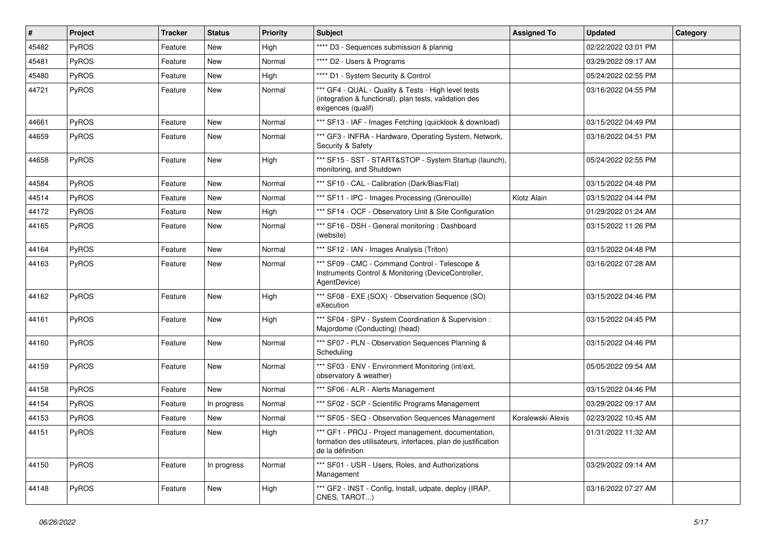| # | Project | Tracker | Status | Priority | Subject | Assigned To | Updated | Category |
|---|---|---|---|---|---|---|---|---|
| 45482 | PyROS | Feature | New | High | **** D3 - Sequences submission & plannig | | 02/22/2022 03:01 PM | |
| 45481 | PyROS | Feature | New | Normal | **** D2 - Users & Programs | | 03/29/2022 09:17 AM | |
| 45480 | PyROS | Feature | New | High | **** D1 - System Security & Control | | 05/24/2022 02:55 PM | |
| 44721 | PyROS | Feature | New | Normal | *** GF4 - QUAL - Quality & Tests - High level tests (integration & functional), plan tests, validation des exigences (qualif) | | 03/16/2022 04:55 PM | |
| 44661 | PyROS | Feature | New | Normal | *** SF13 - IAF - Images Fetching (quicklook & download) | | 03/15/2022 04:49 PM | |
| 44659 | PyROS | Feature | New | Normal | *** GF3 - INFRA - Hardware, Operating System, Network, Security & Safety | | 03/16/2022 04:51 PM | |
| 44658 | PyROS | Feature | New | High | *** SF15 - SST - START&STOP - System Startup (launch), monitoring, and Shutdown | | 05/24/2022 02:55 PM | |
| 44584 | PyROS | Feature | New | Normal | *** SF10 - CAL - Calibration (Dark/Bias/Flat) | | 03/15/2022 04:48 PM | |
| 44514 | PyROS | Feature | New | Normal | *** SF11 - IPC - Images Processing (Grenouille) | Klotz Alain | 03/15/2022 04:44 PM | |
| 44172 | PyROS | Feature | New | High | *** SF14 - OCF - Observatory Unit & Site Configuration | | 01/29/2022 01:24 AM | |
| 44165 | PyROS | Feature | New | Normal | *** SF16 - DSH - General monitoring : Dashboard (website) | | 03/15/2022 11:26 PM | |
| 44164 | PyROS | Feature | New | Normal | *** SF12 - IAN - Images Analysis (Triton) | | 03/15/2022 04:48 PM | |
| 44163 | PyROS | Feature | New | Normal | *** SF09 - CMC - Command Control - Telescope & Instruments Control & Monitoring (DeviceController, AgentDevice) | | 03/16/2022 07:28 AM | |
| 44162 | PyROS | Feature | New | High | *** SF08 - EXE (SOX) - Observation Sequence (SO) eXecution | | 03/15/2022 04:46 PM | |
| 44161 | PyROS | Feature | New | High | *** SF04 - SPV - System Coordination & Supervision : Majordome (Conducting) (head) | | 03/15/2022 04:45 PM | |
| 44160 | PyROS | Feature | New | Normal | *** SF07 - PLN - Observation Sequences Planning & Scheduling | | 03/15/2022 04:46 PM | |
| 44159 | PyROS | Feature | New | Normal | *** SF03 - ENV - Environment Monitoring (int/ext, observatory & weather) | | 05/05/2022 09:54 AM | |
| 44158 | PyROS | Feature | New | Normal | *** SF06 - ALR - Alerts Management | | 03/15/2022 04:46 PM | |
| 44154 | PyROS | Feature | In progress | Normal | *** SF02 - SCP - Scientific Programs Management | | 03/29/2022 09:17 AM | |
| 44153 | PyROS | Feature | New | Normal | *** SF05 - SEQ - Observation Sequences Management | Koralewski Alexis | 02/23/2022 10:45 AM | |
| 44151 | PyROS | Feature | New | High | *** GF1 - PROJ - Project management, documentation, formation des utilisateurs, interfaces, plan de justification de la définition | | 01/31/2022 11:32 AM | |
| 44150 | PyROS | Feature | In progress | Normal | *** SF01 - USR - Users, Roles, and Authorizations Management | | 03/29/2022 09:14 AM | |
| 44148 | PyROS | Feature | New | High | *** GF2 - INST - Config, Install, udpate, deploy (IRAP, CNES, TAROT...) | | 03/16/2022 07:27 AM | |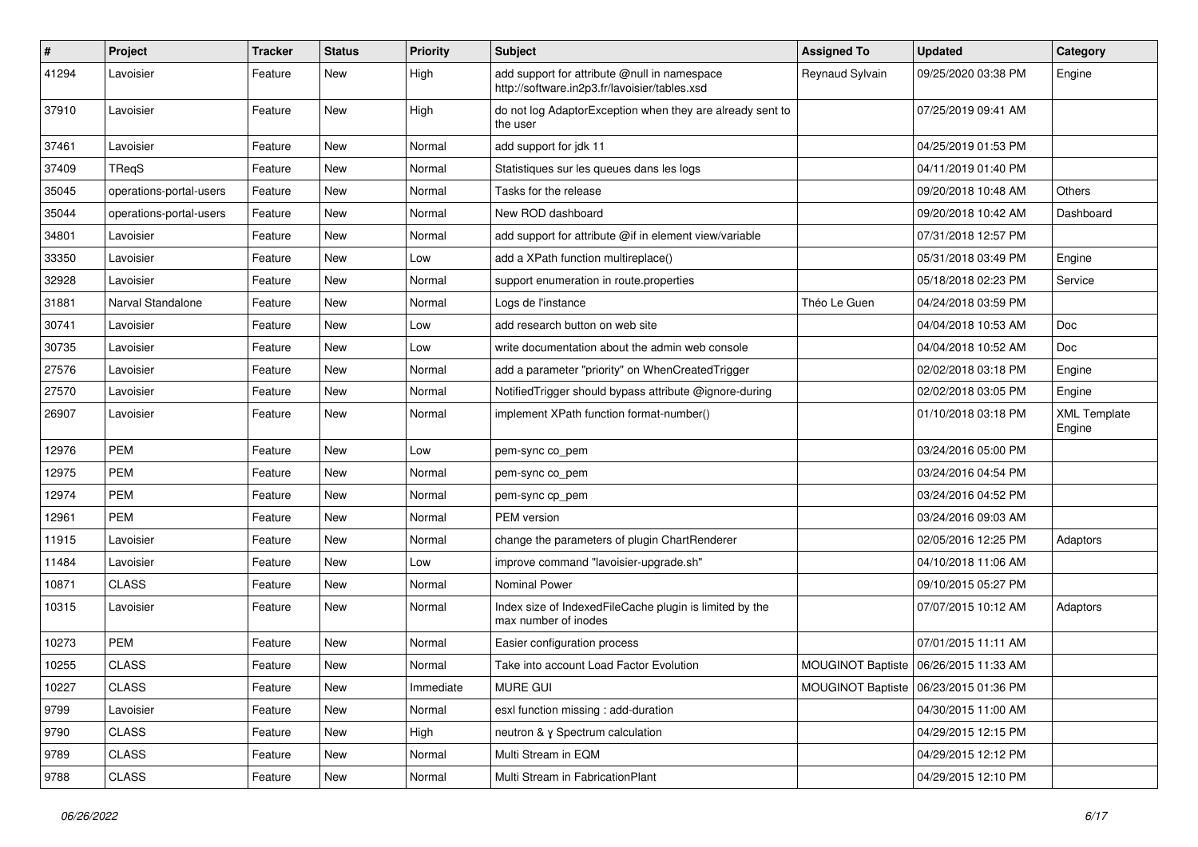| # | Project | Tracker | Status | Priority | Subject | Assigned To | Updated | Category |
|---|---|---|---|---|---|---|---|---|
| 41294 | Lavoisier | Feature | New | High | add support for attribute @null in namespace http://software.in2p3.fr/lavoisier/tables.xsd | Reynaud Sylvain | 09/25/2020 03:38 PM | Engine |
| 37910 | Lavoisier | Feature | New | High | do not log AdaptorException when they are already sent to the user | | 07/25/2019 09:41 AM | |
| 37461 | Lavoisier | Feature | New | Normal | add support for jdk 11 | | 04/25/2019 01:53 PM | |
| 37409 | TReqS | Feature | New | Normal | Statistiques sur les queues dans les logs | | 04/11/2019 01:40 PM | |
| 35045 | operations-portal-users | Feature | New | Normal | Tasks for the release | | 09/20/2018 10:48 AM | Others |
| 35044 | operations-portal-users | Feature | New | Normal | New ROD dashboard | | 09/20/2018 10:42 AM | Dashboard |
| 34801 | Lavoisier | Feature | New | Normal | add support for attribute @if in element view/variable | | 07/31/2018 12:57 PM | |
| 33350 | Lavoisier | Feature | New | Low | add a XPath function multireplace() | | 05/31/2018 03:49 PM | Engine |
| 32928 | Lavoisier | Feature | New | Normal | support enumeration in route.properties | | 05/18/2018 02:23 PM | Service |
| 31881 | Narval Standalone | Feature | New | Normal | Logs de l'instance | Théo Le Guen | 04/24/2018 03:59 PM | |
| 30741 | Lavoisier | Feature | New | Low | add research button on web site | | 04/04/2018 10:53 AM | Doc |
| 30735 | Lavoisier | Feature | New | Low | write documentation about the admin web console | | 04/04/2018 10:52 AM | Doc |
| 27576 | Lavoisier | Feature | New | Normal | add a parameter "priority" on WhenCreatedTrigger | | 02/02/2018 03:18 PM | Engine |
| 27570 | Lavoisier | Feature | New | Normal | NotifiedTrigger should bypass attribute @ignore-during | | 02/02/2018 03:05 PM | Engine |
| 26907 | Lavoisier | Feature | New | Normal | implement XPath function format-number() | | 01/10/2018 03:18 PM | XML Template Engine |
| 12976 | PEM | Feature | New | Low | pem-sync co_pem | | 03/24/2016 05:00 PM | |
| 12975 | PEM | Feature | New | Normal | pem-sync co_pem | | 03/24/2016 04:54 PM | |
| 12974 | PEM | Feature | New | Normal | pem-sync cp_pem | | 03/24/2016 04:52 PM | |
| 12961 | PEM | Feature | New | Normal | PEM version | | 03/24/2016 09:03 AM | |
| 11915 | Lavoisier | Feature | New | Normal | change the parameters of plugin ChartRenderer | | 02/05/2016 12:25 PM | Adaptors |
| 11484 | Lavoisier | Feature | New | Low | improve command "lavoisier-upgrade.sh" | | 04/10/2018 11:06 AM | |
| 10871 | CLASS | Feature | New | Normal | Nominal Power | | 09/10/2015 05:27 PM | |
| 10315 | Lavoisier | Feature | New | Normal | Index size of IndexedFileCache plugin is limited by the max number of inodes | | 07/07/2015 10:12 AM | Adaptors |
| 10273 | PEM | Feature | New | Normal | Easier configuration process | | 07/01/2015 11:11 AM | |
| 10255 | CLASS | Feature | New | Normal | Take into account Load Factor Evolution | MOUGINOT Baptiste | 06/26/2015 11:33 AM | |
| 10227 | CLASS | Feature | New | Immediate | MURE GUI | MOUGINOT Baptiste | 06/23/2015 01:36 PM | |
| 9799 | Lavoisier | Feature | New | Normal | esxl function missing : add-duration | | 04/30/2015 11:00 AM | |
| 9790 | CLASS | Feature | New | High | neutron & γ Spectrum calculation | | 04/29/2015 12:15 PM | |
| 9789 | CLASS | Feature | New | Normal | Multi Stream in EQM | | 04/29/2015 12:12 PM | |
| 9788 | CLASS | Feature | New | Normal | Multi Stream in FabricationPlant | | 04/29/2015 12:10 PM | |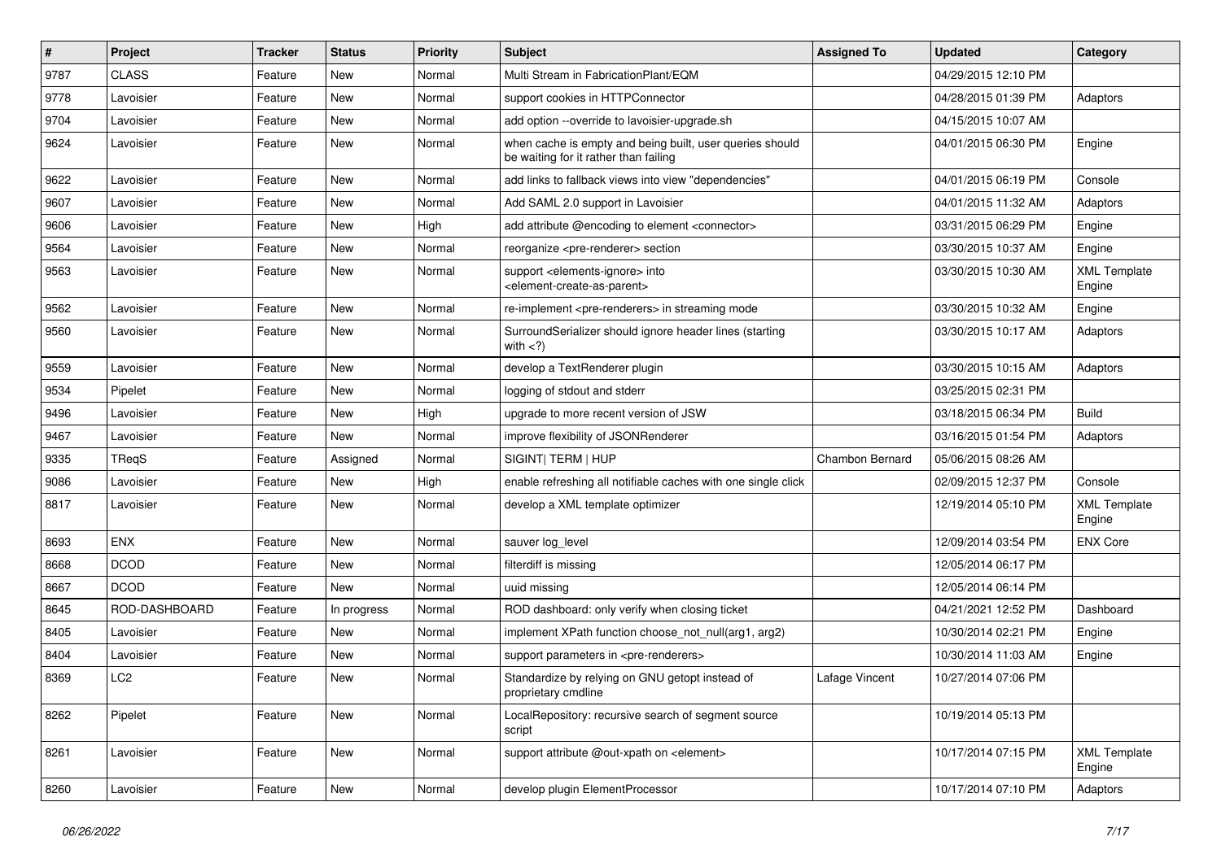| # | Project | Tracker | Status | Priority | Subject | Assigned To | Updated | Category |
|---|---|---|---|---|---|---|---|---|
| 9787 | CLASS | Feature | New | Normal | Multi Stream in FabricationPlant/EQM | | 04/29/2015 12:10 PM | |
| 9778 | Lavoisier | Feature | New | Normal | support cookies in HTTPConnector | | 04/28/2015 01:39 PM | Adaptors |
| 9704 | Lavoisier | Feature | New | Normal | add option --override to lavoisier-upgrade.sh | | 04/15/2015 10:07 AM | |
| 9624 | Lavoisier | Feature | New | Normal | when cache is empty and being built, user queries should be waiting for it rather than failing | | 04/01/2015 06:30 PM | Engine |
| 9622 | Lavoisier | Feature | New | Normal | add links to fallback views into view "dependencies" | | 04/01/2015 06:19 PM | Console |
| 9607 | Lavoisier | Feature | New | Normal | Add SAML 2.0 support in Lavoisier | | 04/01/2015 11:32 AM | Adaptors |
| 9606 | Lavoisier | Feature | New | High | add attribute @encoding to element <connector> | | 03/31/2015 06:29 PM | Engine |
| 9564 | Lavoisier | Feature | New | Normal | reorganize <pre-renderer> section | | 03/30/2015 10:37 AM | Engine |
| 9563 | Lavoisier | Feature | New | Normal | support <elements-ignore> into <element-create-as-parent> | | 03/30/2015 10:30 AM | XML Template Engine |
| 9562 | Lavoisier | Feature | New | Normal | re-implement <pre-renderers> in streaming mode | | 03/30/2015 10:32 AM | Engine |
| 9560 | Lavoisier | Feature | New | Normal | SurroundSerializer should ignore header lines (starting with <?) | | 03/30/2015 10:17 AM | Adaptors |
| 9559 | Lavoisier | Feature | New | Normal | develop a TextRenderer plugin | | 03/30/2015 10:15 AM | Adaptors |
| 9534 | Pipelet | Feature | New | Normal | logging of stdout and stderr | | 03/25/2015 02:31 PM | |
| 9496 | Lavoisier | Feature | New | High | upgrade to more recent version of JSW | | 03/18/2015 06:34 PM | Build |
| 9467 | Lavoisier | Feature | New | Normal | improve flexibility of JSONRenderer | | 03/16/2015 01:54 PM | Adaptors |
| 9335 | TReqS | Feature | Assigned | Normal | SIGINT\| TERM \| HUP | Chambon Bernard | 05/06/2015 08:26 AM | |
| 9086 | Lavoisier | Feature | New | High | enable refreshing all notifiable caches with one single click | | 02/09/2015 12:37 PM | Console |
| 8817 | Lavoisier | Feature | New | Normal | develop a XML template optimizer | | 12/19/2014 05:10 PM | XML Template Engine |
| 8693 | ENX | Feature | New | Normal | sauver log_level | | 12/09/2014 03:54 PM | ENX Core |
| 8668 | DCOD | Feature | New | Normal | filterdiff is missing | | 12/05/2014 06:17 PM | |
| 8667 | DCOD | Feature | New | Normal | uuid missing | | 12/05/2014 06:14 PM | |
| 8645 | ROD-DASHBOARD | Feature | In progress | Normal | ROD dashboard: only verify when closing ticket | | 04/21/2021 12:52 PM | Dashboard |
| 8405 | Lavoisier | Feature | New | Normal | implement XPath function choose_not_null(arg1, arg2) | | 10/30/2014 02:21 PM | Engine |
| 8404 | Lavoisier | Feature | New | Normal | support parameters in <pre-renderers> | | 10/30/2014 11:03 AM | Engine |
| 8369 | LC2 | Feature | New | Normal | Standardize by relying on GNU getopt instead of proprietary cmdline | Lafage Vincent | 10/27/2014 07:06 PM | |
| 8262 | Pipelet | Feature | New | Normal | LocalRepository: recursive search of segment source script | | 10/19/2014 05:13 PM | |
| 8261 | Lavoisier | Feature | New | Normal | support attribute @out-xpath on <element> | | 10/17/2014 07:15 PM | XML Template Engine |
| 8260 | Lavoisier | Feature | New | Normal | develop plugin ElementProcessor | | 10/17/2014 07:10 PM | Adaptors |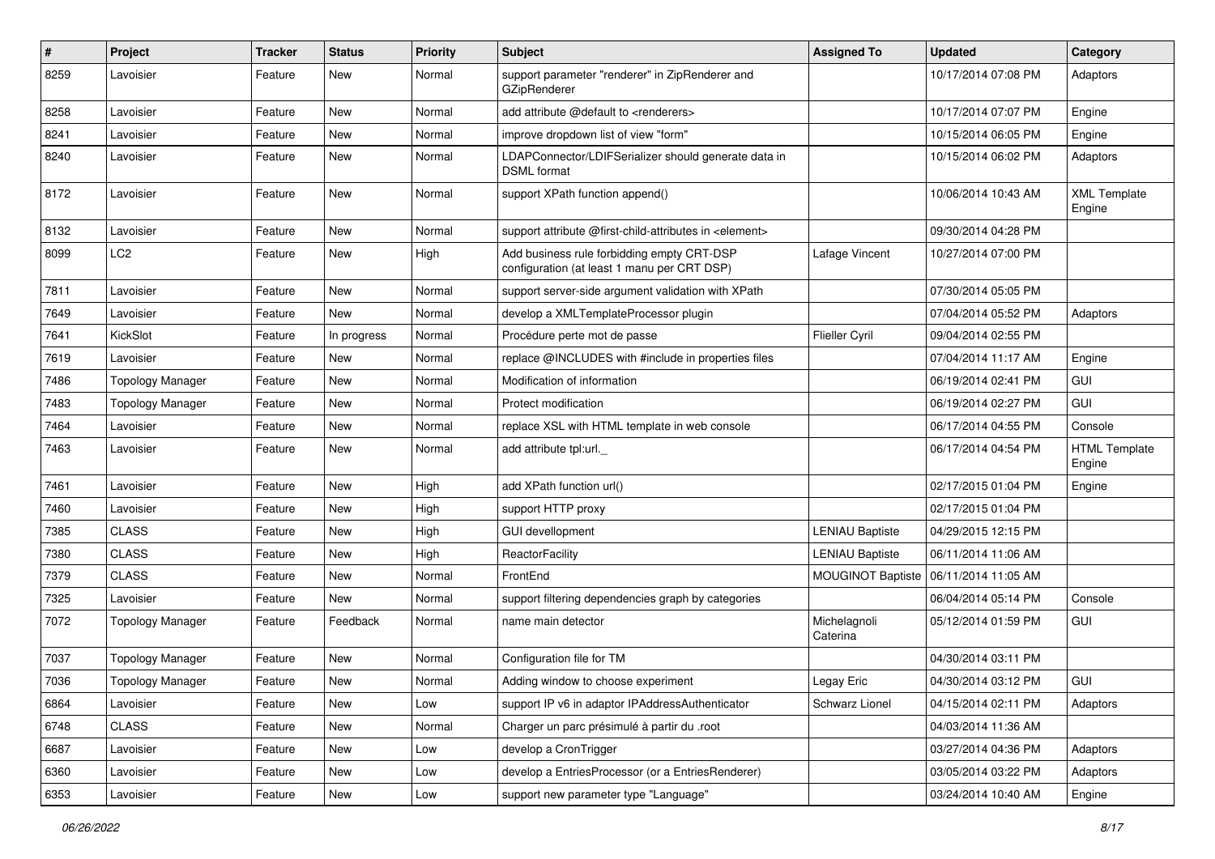| # | Project | Tracker | Status | Priority | Subject | Assigned To | Updated | Category |
|---|---|---|---|---|---|---|---|---|
| 8259 | Lavoisier | Feature | New | Normal | support parameter "renderer" in ZipRenderer and GZipRenderer | | 10/17/2014 07:08 PM | Adaptors |
| 8258 | Lavoisier | Feature | New | Normal | add attribute @default to <renderers> | | 10/17/2014 07:07 PM | Engine |
| 8241 | Lavoisier | Feature | New | Normal | improve dropdown list of view "form" | | 10/15/2014 06:05 PM | Engine |
| 8240 | Lavoisier | Feature | New | Normal | LDAPConnector/LDIFSerializer should generate data in DSML format | | 10/15/2014 06:02 PM | Adaptors |
| 8172 | Lavoisier | Feature | New | Normal | support XPath function append() | | 10/06/2014 10:43 AM | XML Template Engine |
| 8132 | Lavoisier | Feature | New | Normal | support attribute @first-child-attributes in <element> | | 09/30/2014 04:28 PM | |
| 8099 | LC2 | Feature | New | High | Add business rule forbidding empty CRT-DSP configuration (at least 1 manu per CRT DSP) | Lafage Vincent | 10/27/2014 07:00 PM | |
| 7811 | Lavoisier | Feature | New | Normal | support server-side argument validation with XPath | | 07/30/2014 05:05 PM | |
| 7649 | Lavoisier | Feature | New | Normal | develop a XMLTemplateProcessor plugin | | 07/04/2014 05:52 PM | Adaptors |
| 7641 | KickSlot | Feature | In progress | Normal | Procédure perte mot de passe | Flieller Cyril | 09/04/2014 02:55 PM | |
| 7619 | Lavoisier | Feature | New | Normal | replace @INCLUDES with #include in properties files | | 07/04/2014 11:17 AM | Engine |
| 7486 | Topology Manager | Feature | New | Normal | Modification of information | | 06/19/2014 02:41 PM | GUI |
| 7483 | Topology Manager | Feature | New | Normal | Protect modification | | 06/19/2014 02:27 PM | GUI |
| 7464 | Lavoisier | Feature | New | Normal | replace XSL with HTML template in web console | | 06/17/2014 04:55 PM | Console |
| 7463 | Lavoisier | Feature | New | Normal | add attribute tpl:url._ | | 06/17/2014 04:54 PM | HTML Template Engine |
| 7461 | Lavoisier | Feature | New | High | add XPath function url() | | 02/17/2015 01:04 PM | Engine |
| 7460 | Lavoisier | Feature | New | High | support HTTP proxy | | 02/17/2015 01:04 PM | |
| 7385 | CLASS | Feature | New | High | GUI devellopment | LENIAU Baptiste | 04/29/2015 12:15 PM | |
| 7380 | CLASS | Feature | New | High | ReactorFacility | LENIAU Baptiste | 06/11/2014 11:06 AM | |
| 7379 | CLASS | Feature | New | Normal | FrontEnd | MOUGINOT Baptiste | 06/11/2014 11:05 AM | |
| 7325 | Lavoisier | Feature | New | Normal | support filtering dependencies graph by categories | | 06/04/2014 05:14 PM | Console |
| 7072 | Topology Manager | Feature | Feedback | Normal | name main detector | Michelagnoli Caterina | 05/12/2014 01:59 PM | GUI |
| 7037 | Topology Manager | Feature | New | Normal | Configuration file for TM | | 04/30/2014 03:11 PM | |
| 7036 | Topology Manager | Feature | New | Normal | Adding window to choose experiment | Legay Eric | 04/30/2014 03:12 PM | GUI |
| 6864 | Lavoisier | Feature | New | Low | support IP v6 in adaptor IPAddressAuthenticator | Schwarz Lionel | 04/15/2014 02:11 PM | Adaptors |
| 6748 | CLASS | Feature | New | Normal | Charger un parc présimulé à partir du .root | | 04/03/2014 11:36 AM | |
| 6687 | Lavoisier | Feature | New | Low | develop a CronTrigger | | 03/27/2014 04:36 PM | Adaptors |
| 6360 | Lavoisier | Feature | New | Low | develop a EntriesProcessor (or a EntriesRenderer) | | 03/05/2014 03:22 PM | Adaptors |
| 6353 | Lavoisier | Feature | New | Low | support new parameter type "Language" | | 03/24/2014 10:40 AM | Engine |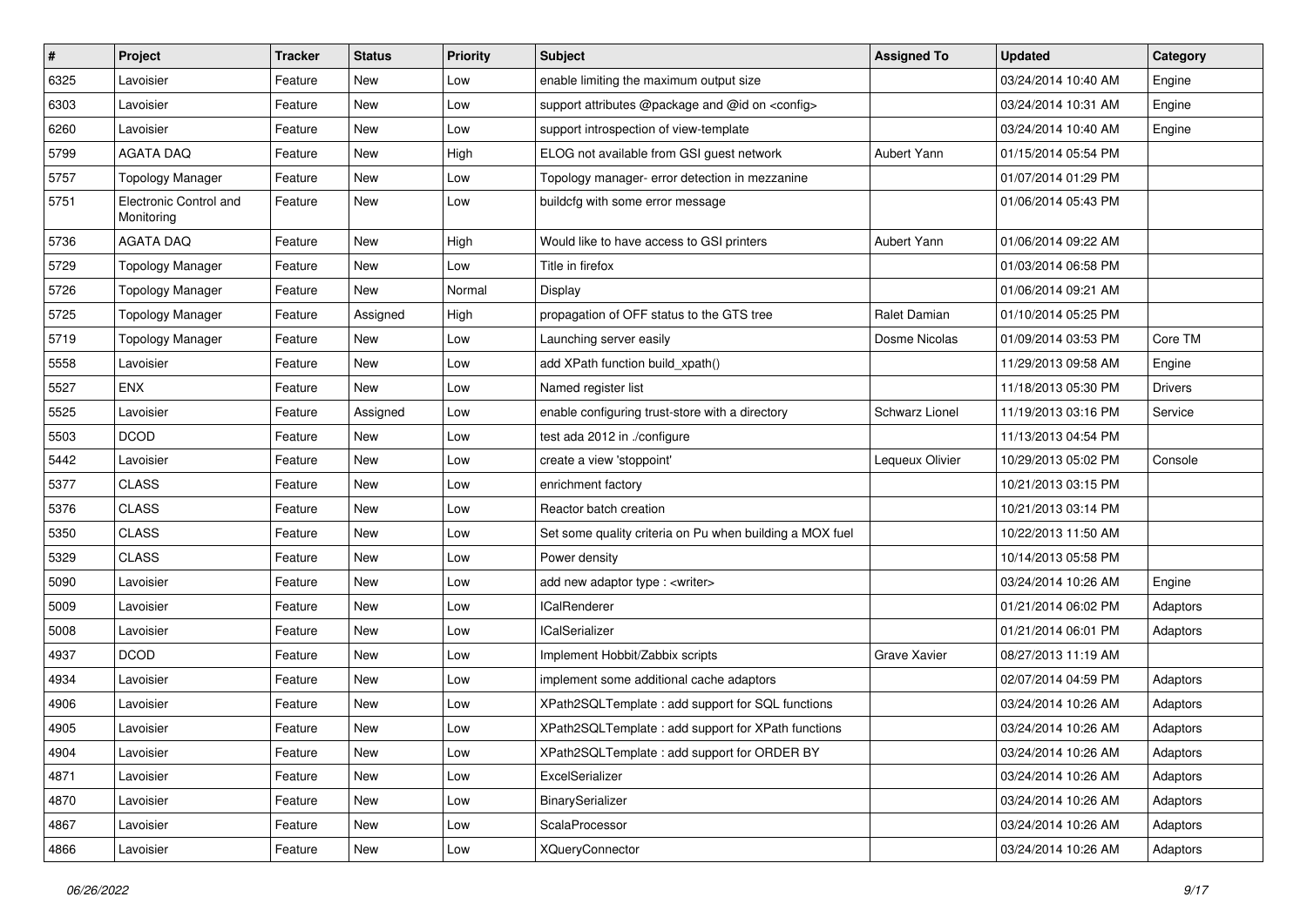| # | Project | Tracker | Status | Priority | Subject | Assigned To | Updated | Category |
|---|---|---|---|---|---|---|---|---|
| 6325 | Lavoisier | Feature | New | Low | enable limiting the maximum output size | | 03/24/2014 10:40 AM | Engine |
| 6303 | Lavoisier | Feature | New | Low | support attributes @package and @id on <config> | | 03/24/2014 10:31 AM | Engine |
| 6260 | Lavoisier | Feature | New | Low | support introspection of view-template | | 03/24/2014 10:40 AM | Engine |
| 5799 | AGATA DAQ | Feature | New | High | ELOG not available from GSI guest network | Aubert Yann | 01/15/2014 05:54 PM | |
| 5757 | Topology Manager | Feature | New | Low | Topology manager- error detection in mezzanine | | 01/07/2014 01:29 PM | |
| 5751 | Electronic Control and Monitoring | Feature | New | Low | buildcfg with some error message | | 01/06/2014 05:43 PM | |
| 5736 | AGATA DAQ | Feature | New | High | Would like to have access to GSI printers | Aubert Yann | 01/06/2014 09:22 AM | |
| 5729 | Topology Manager | Feature | New | Low | Title in firefox | | 01/03/2014 06:58 PM | |
| 5726 | Topology Manager | Feature | New | Normal | Display | | 01/06/2014 09:21 AM | |
| 5725 | Topology Manager | Feature | Assigned | High | propagation of OFF status to the GTS tree | Ralet Damian | 01/10/2014 05:25 PM | |
| 5719 | Topology Manager | Feature | New | Low | Launching server easily | Dosme Nicolas | 01/09/2014 03:53 PM | Core TM |
| 5558 | Lavoisier | Feature | New | Low | add XPath function build_xpath() | | 11/29/2013 09:58 AM | Engine |
| 5527 | ENX | Feature | New | Low | Named register list | | 11/18/2013 05:30 PM | Drivers |
| 5525 | Lavoisier | Feature | Assigned | Low | enable configuring trust-store with a directory | Schwarz Lionel | 11/19/2013 03:16 PM | Service |
| 5503 | DCOD | Feature | New | Low | test ada 2012 in ./configure | | 11/13/2013 04:54 PM | |
| 5442 | Lavoisier | Feature | New | Low | create a view 'stoppoint' | Lequeux Olivier | 10/29/2013 05:02 PM | Console |
| 5377 | CLASS | Feature | New | Low | enrichment factory | | 10/21/2013 03:15 PM | |
| 5376 | CLASS | Feature | New | Low | Reactor batch creation | | 10/21/2013 03:14 PM | |
| 5350 | CLASS | Feature | New | Low | Set some quality criteria on Pu when building a MOX fuel | | 10/22/2013 11:50 AM | |
| 5329 | CLASS | Feature | New | Low | Power density | | 10/14/2013 05:58 PM | |
| 5090 | Lavoisier | Feature | New | Low | add new adaptor type : <writer> | | 03/24/2014 10:26 AM | Engine |
| 5009 | Lavoisier | Feature | New | Low | ICalRenderer | | 01/21/2014 06:02 PM | Adaptors |
| 5008 | Lavoisier | Feature | New | Low | ICalSerializer | | 01/21/2014 06:01 PM | Adaptors |
| 4937 | DCOD | Feature | New | Low | Implement Hobbit/Zabbix scripts | Grave Xavier | 08/27/2013 11:19 AM | |
| 4934 | Lavoisier | Feature | New | Low | implement some additional cache adaptors | | 02/07/2014 04:59 PM | Adaptors |
| 4906 | Lavoisier | Feature | New | Low | XPath2SQLTemplate : add support for SQL functions | | 03/24/2014 10:26 AM | Adaptors |
| 4905 | Lavoisier | Feature | New | Low | XPath2SQLTemplate : add support for XPath functions | | 03/24/2014 10:26 AM | Adaptors |
| 4904 | Lavoisier | Feature | New | Low | XPath2SQLTemplate : add support for ORDER BY | | 03/24/2014 10:26 AM | Adaptors |
| 4871 | Lavoisier | Feature | New | Low | ExcelSerializer | | 03/24/2014 10:26 AM | Adaptors |
| 4870 | Lavoisier | Feature | New | Low | BinarySerializer | | 03/24/2014 10:26 AM | Adaptors |
| 4867 | Lavoisier | Feature | New | Low | ScalaProcessor | | 03/24/2014 10:26 AM | Adaptors |
| 4866 | Lavoisier | Feature | New | Low | XQueryConnector | | 03/24/2014 10:26 AM | Adaptors |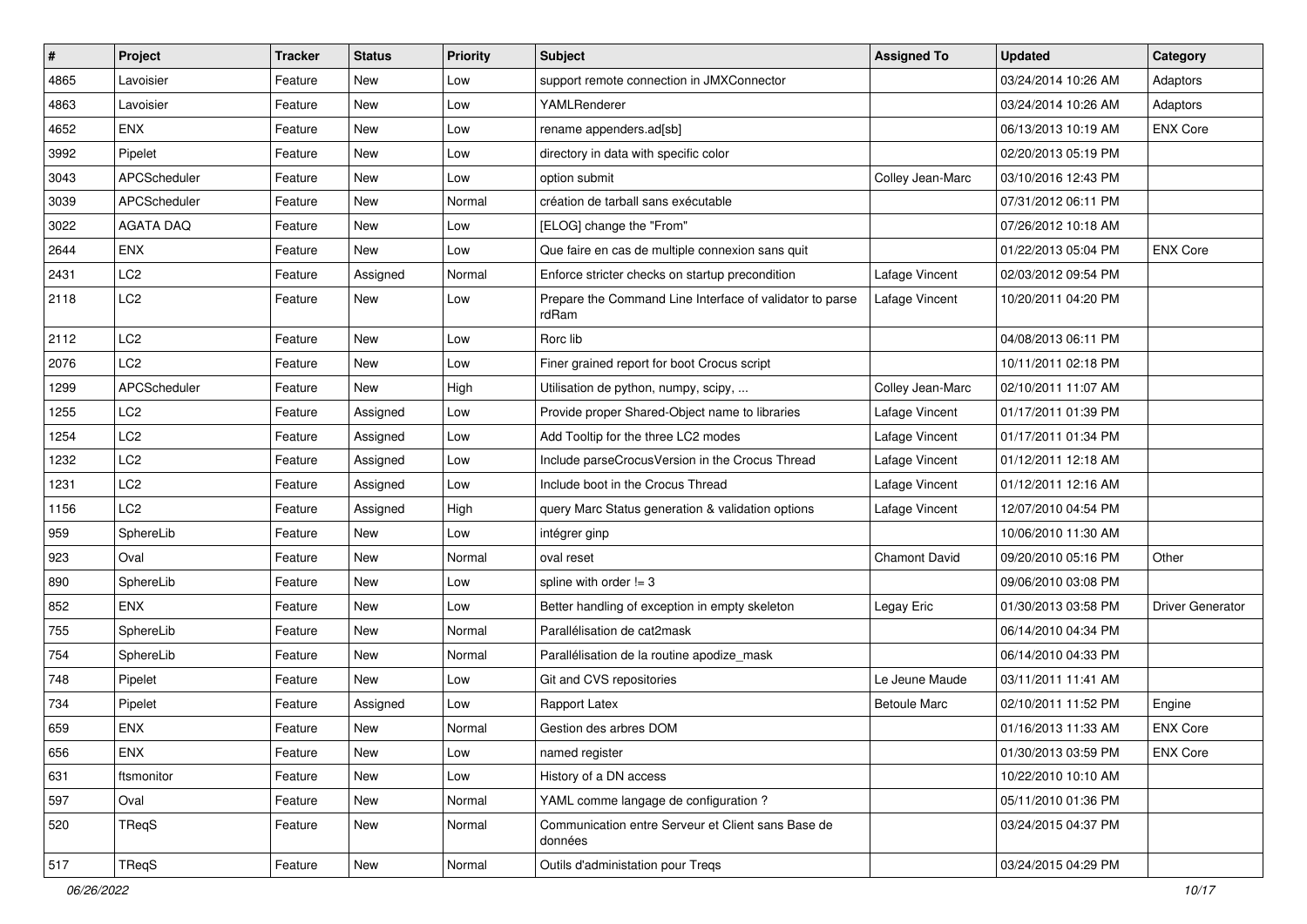| # | Project | Tracker | Status | Priority | Subject | Assigned To | Updated | Category |
|---|---|---|---|---|---|---|---|---|
| 4865 | Lavoisier | Feature | New | Low | support remote connection in JMXConnector | | 03/24/2014 10:26 AM | Adaptors |
| 4863 | Lavoisier | Feature | New | Low | YAMLRenderer | | 03/24/2014 10:26 AM | Adaptors |
| 4652 | ENX | Feature | New | Low | rename appenders.ad[sb] | | 06/13/2013 10:19 AM | ENX Core |
| 3992 | Pipelet | Feature | New | Low | directory in data with specific color | | 02/20/2013 05:19 PM | |
| 3043 | APCScheduler | Feature | New | Low | option submit | Colley Jean-Marc | 03/10/2016 12:43 PM | |
| 3039 | APCScheduler | Feature | New | Normal | création de tarball sans exécutable | | 07/31/2012 06:11 PM | |
| 3022 | AGATA DAQ | Feature | New | Low | [ELOG] change the "From" | | 07/26/2012 10:18 AM | |
| 2644 | ENX | Feature | New | Low | Que faire en cas de multiple connexion sans quit | | 01/22/2013 05:04 PM | ENX Core |
| 2431 | LC2 | Feature | Assigned | Normal | Enforce stricter checks on startup precondition | Lafage Vincent | 02/03/2012 09:54 PM | |
| 2118 | LC2 | Feature | New | Low | Prepare the Command Line Interface of validator to parse rdRam | Lafage Vincent | 10/20/2011 04:20 PM | |
| 2112 | LC2 | Feature | New | Low | Rorc lib | | 04/08/2013 06:11 PM | |
| 2076 | LC2 | Feature | New | Low | Finer grained report for boot Crocus script | | 10/11/2011 02:18 PM | |
| 1299 | APCScheduler | Feature | New | High | Utilisation de python, numpy, scipy, ... | Colley Jean-Marc | 02/10/2011 11:07 AM | |
| 1255 | LC2 | Feature | Assigned | Low | Provide proper Shared-Object name to libraries | Lafage Vincent | 01/17/2011 01:39 PM | |
| 1254 | LC2 | Feature | Assigned | Low | Add Tooltip for the three LC2 modes | Lafage Vincent | 01/17/2011 01:34 PM | |
| 1232 | LC2 | Feature | Assigned | Low | Include parseCrocusVersion in the Crocus Thread | Lafage Vincent | 01/12/2011 12:18 AM | |
| 1231 | LC2 | Feature | Assigned | Low | Include boot in the Crocus Thread | Lafage Vincent | 01/12/2011 12:16 AM | |
| 1156 | LC2 | Feature | Assigned | High | query Marc Status generation & validation options | Lafage Vincent | 12/07/2010 04:54 PM | |
| 959 | SphereLib | Feature | New | Low | intégrer ginp | | 10/06/2010 11:30 AM | |
| 923 | Oval | Feature | New | Normal | oval reset | Chamont David | 09/20/2010 05:16 PM | Other |
| 890 | SphereLib | Feature | New | Low | spline with order != 3 | | 09/06/2010 03:08 PM | |
| 852 | ENX | Feature | New | Low | Better handling of exception in empty skeleton | Legay Eric | 01/30/2013 03:58 PM | Driver Generator |
| 755 | SphereLib | Feature | New | Normal | Parallélisation de cat2mask | | 06/14/2010 04:34 PM | |
| 754 | SphereLib | Feature | New | Normal | Parallélisation de la routine apodize_mask | | 06/14/2010 04:33 PM | |
| 748 | Pipelet | Feature | New | Low | Git and CVS repositories | Le Jeune Maude | 03/11/2011 11:41 AM | |
| 734 | Pipelet | Feature | Assigned | Low | Rapport Latex | Betoule Marc | 02/10/2011 11:52 PM | Engine |
| 659 | ENX | Feature | New | Normal | Gestion des arbres DOM | | 01/16/2013 11:33 AM | ENX Core |
| 656 | ENX | Feature | New | Low | named register | | 01/30/2013 03:59 PM | ENX Core |
| 631 | ftsmonitor | Feature | New | Low | History of a DN access | | 10/22/2010 10:10 AM | |
| 597 | Oval | Feature | New | Normal | YAML comme langage de configuration ? | | 05/11/2010 01:36 PM | |
| 520 | TReqS | Feature | New | Normal | Communication entre Serveur et Client sans Base de données | | 03/24/2015 04:37 PM | |
| 517 | TReqS | Feature | New | Normal | Outils d'administation pour Treqs | | 03/24/2015 04:29 PM | |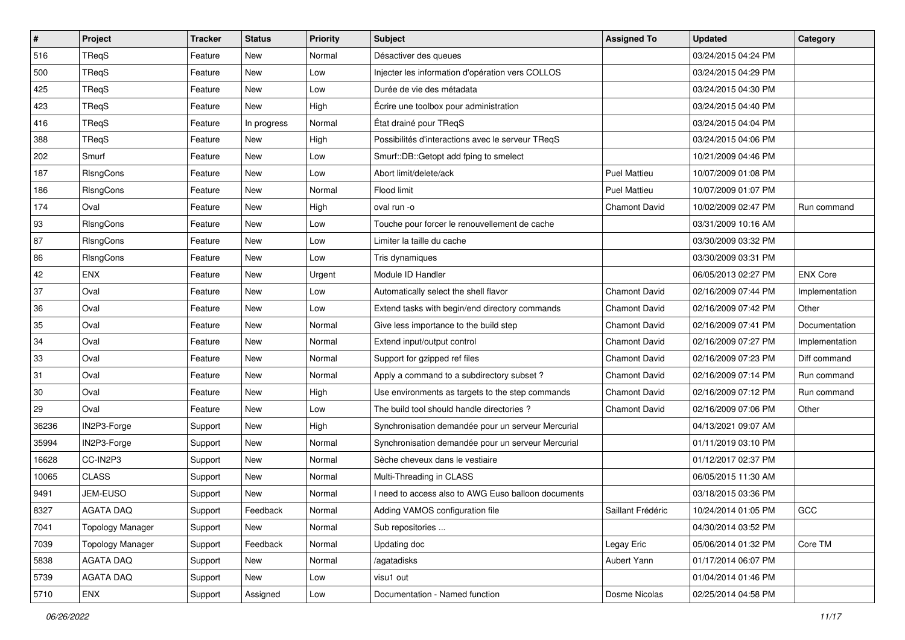| # | Project | Tracker | Status | Priority | Subject | Assigned To | Updated | Category |
|---|---|---|---|---|---|---|---|---|
| 516 | TReqS | Feature | New | Normal | Désactiver des queues | | 03/24/2015 04:24 PM | |
| 500 | TReqS | Feature | New | Low | Injecter les information d'opération vers COLLOS | | 03/24/2015 04:29 PM | |
| 425 | TReqS | Feature | New | Low | Durée de vie des métadata | | 03/24/2015 04:30 PM | |
| 423 | TReqS | Feature | New | High | Écrire une toolbox pour administration | | 03/24/2015 04:40 PM | |
| 416 | TReqS | Feature | In progress | Normal | État drainé pour TReqS | | 03/24/2015 04:04 PM | |
| 388 | TReqS | Feature | New | High | Possibilités d'interactions avec le serveur TReqS | | 03/24/2015 04:06 PM | |
| 202 | Smurf | Feature | New | Low | Smurf::DB::Getopt add fping to smelect | | 10/21/2009 04:46 PM | |
| 187 | RlsngCons | Feature | New | Low | Abort limit/delete/ack | Puel Mattieu | 10/07/2009 01:08 PM | |
| 186 | RlsngCons | Feature | New | Normal | Flood limit | Puel Mattieu | 10/07/2009 01:07 PM | |
| 174 | Oval | Feature | New | High | oval run -o | Chamont David | 10/02/2009 02:47 PM | Run command |
| 93 | RlsngCons | Feature | New | Low | Touche pour forcer le renouvellement de cache | | 03/31/2009 10:16 AM | |
| 87 | RlsngCons | Feature | New | Low | Limiter la taille du cache | | 03/30/2009 03:32 PM | |
| 86 | RlsngCons | Feature | New | Low | Tris dynamiques | | 03/30/2009 03:31 PM | |
| 42 | ENX | Feature | New | Urgent | Module ID Handler | | 06/05/2013 02:27 PM | ENX Core |
| 37 | Oval | Feature | New | Low | Automatically select the shell flavor | Chamont David | 02/16/2009 07:44 PM | Implementation |
| 36 | Oval | Feature | New | Low | Extend tasks with begin/end directory commands | Chamont David | 02/16/2009 07:42 PM | Other |
| 35 | Oval | Feature | New | Normal | Give less importance to the build step | Chamont David | 02/16/2009 07:41 PM | Documentation |
| 34 | Oval | Feature | New | Normal | Extend input/output control | Chamont David | 02/16/2009 07:27 PM | Implementation |
| 33 | Oval | Feature | New | Normal | Support for gzipped ref files | Chamont David | 02/16/2009 07:23 PM | Diff command |
| 31 | Oval | Feature | New | Normal | Apply a command to a subdirectory subset ? | Chamont David | 02/16/2009 07:14 PM | Run command |
| 30 | Oval | Feature | New | High | Use environments as targets to the step commands | Chamont David | 02/16/2009 07:12 PM | Run command |
| 29 | Oval | Feature | New | Low | The build tool should handle directories ? | Chamont David | 02/16/2009 07:06 PM | Other |
| 36236 | IN2P3-Forge | Support | New | High | Synchronisation demandée pour un serveur Mercurial | | 04/13/2021 09:07 AM | |
| 35994 | IN2P3-Forge | Support | New | Normal | Synchronisation demandée pour un serveur Mercurial | | 01/11/2019 03:10 PM | |
| 16628 | CC-IN2P3 | Support | New | Normal | Sèche cheveux dans le vestiaire | | 01/12/2017 02:37 PM | |
| 10065 | CLASS | Support | New | Normal | Multi-Threading in CLASS | | 06/05/2015 11:30 AM | |
| 9491 | JEM-EUSO | Support | New | Normal | I need to access also to AWG Euso balloon documents | | 03/18/2015 03:36 PM | |
| 8327 | AGATA DAQ | Support | Feedback | Normal | Adding VAMOS configuration file | Saillant Frédéric | 10/24/2014 01:05 PM | GCC |
| 7041 | Topology Manager | Support | New | Normal | Sub repositories ... | | 04/30/2014 03:52 PM | |
| 7039 | Topology Manager | Support | Feedback | Normal | Updating doc | Legay Eric | 05/06/2014 01:32 PM | Core TM |
| 5838 | AGATA DAQ | Support | New | Normal | /agatadisks | Aubert Yann | 01/17/2014 06:07 PM | |
| 5739 | AGATA DAQ | Support | New | Low | visu1 out | | 01/04/2014 01:46 PM | |
| 5710 | ENX | Support | Assigned | Low | Documentation - Named function | Dosme Nicolas | 02/25/2014 04:58 PM | |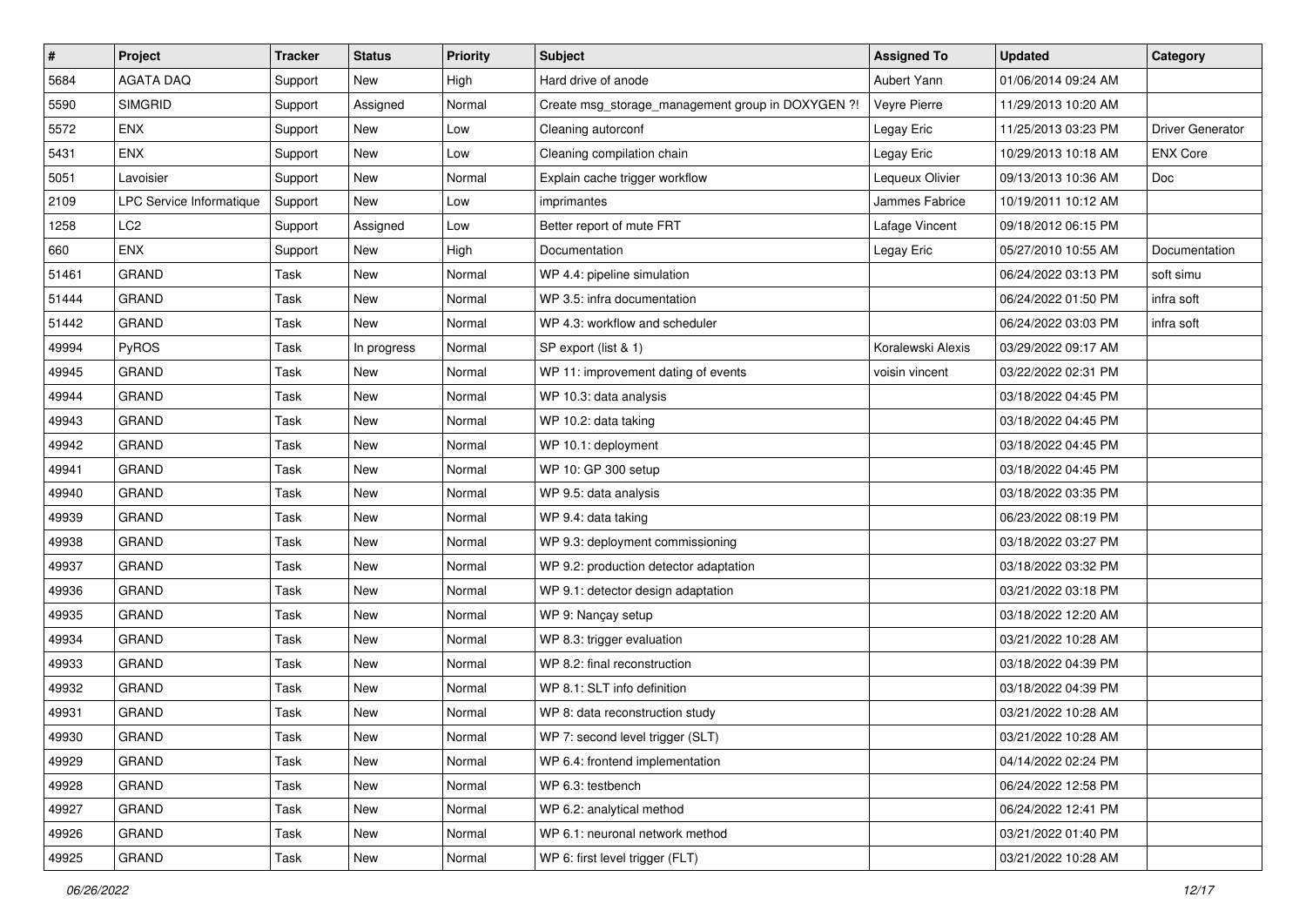| # | Project | Tracker | Status | Priority | Subject | Assigned To | Updated | Category |
|---|---|---|---|---|---|---|---|---|
| 5684 | AGATA DAQ | Support | New | High | Hard drive of anode | Aubert Yann | 01/06/2014 09:24 AM | |
| 5590 | SIMGRID | Support | Assigned | Normal | Create msg_storage_management group in DOXYGEN ?! | Veyre Pierre | 11/29/2013 10:20 AM | |
| 5572 | ENX | Support | New | Low | Cleaning autorconf | Legay Eric | 11/25/2013 03:23 PM | Driver Generator |
| 5431 | ENX | Support | New | Low | Cleaning compilation chain | Legay Eric | 10/29/2013 10:18 AM | ENX Core |
| 5051 | Lavoisier | Support | New | Normal | Explain cache trigger workflow | Lequeux Olivier | 09/13/2013 10:36 AM | Doc |
| 2109 | LPC Service Informatique | Support | New | Low | imprimantes | Jammes Fabrice | 10/19/2011 10:12 AM | |
| 1258 | LC2 | Support | Assigned | Low | Better report of mute FRT | Lafage Vincent | 09/18/2012 06:15 PM | |
| 660 | ENX | Support | New | High | Documentation | Legay Eric | 05/27/2010 10:55 AM | Documentation |
| 51461 | GRAND | Task | New | Normal | WP 4.4: pipeline simulation | | 06/24/2022 03:13 PM | soft simu |
| 51444 | GRAND | Task | New | Normal | WP 3.5: infra documentation | | 06/24/2022 01:50 PM | infra soft |
| 51442 | GRAND | Task | New | Normal | WP 4.3: workflow and scheduler | | 06/24/2022 03:03 PM | infra soft |
| 49994 | PyROS | Task | In progress | Normal | SP export (list & 1) | Koralewski Alexis | 03/29/2022 09:17 AM | |
| 49945 | GRAND | Task | New | Normal | WP 11: improvement dating of events | voisin vincent | 03/22/2022 02:31 PM | |
| 49944 | GRAND | Task | New | Normal | WP 10.3: data analysis | | 03/18/2022 04:45 PM | |
| 49943 | GRAND | Task | New | Normal | WP 10.2: data taking | | 03/18/2022 04:45 PM | |
| 49942 | GRAND | Task | New | Normal | WP 10.1: deployment | | 03/18/2022 04:45 PM | |
| 49941 | GRAND | Task | New | Normal | WP 10: GP 300 setup | | 03/18/2022 04:45 PM | |
| 49940 | GRAND | Task | New | Normal | WP 9.5: data analysis | | 03/18/2022 03:35 PM | |
| 49939 | GRAND | Task | New | Normal | WP 9.4: data taking | | 06/23/2022 08:19 PM | |
| 49938 | GRAND | Task | New | Normal | WP 9.3: deployment commissioning | | 03/18/2022 03:27 PM | |
| 49937 | GRAND | Task | New | Normal | WP 9.2: production detector adaptation | | 03/18/2022 03:32 PM | |
| 49936 | GRAND | Task | New | Normal | WP 9.1: detector design adaptation | | 03/21/2022 03:18 PM | |
| 49935 | GRAND | Task | New | Normal | WP 9: Nançay setup | | 03/18/2022 12:20 AM | |
| 49934 | GRAND | Task | New | Normal | WP 8.3: trigger evaluation | | 03/21/2022 10:28 AM | |
| 49933 | GRAND | Task | New | Normal | WP 8.2: final reconstruction | | 03/18/2022 04:39 PM | |
| 49932 | GRAND | Task | New | Normal | WP 8.1: SLT info definition | | 03/18/2022 04:39 PM | |
| 49931 | GRAND | Task | New | Normal | WP 8: data reconstruction study | | 03/21/2022 10:28 AM | |
| 49930 | GRAND | Task | New | Normal | WP 7: second level trigger (SLT) | | 03/21/2022 10:28 AM | |
| 49929 | GRAND | Task | New | Normal | WP 6.4: frontend implementation | | 04/14/2022 02:24 PM | |
| 49928 | GRAND | Task | New | Normal | WP 6.3: testbench | | 06/24/2022 12:58 PM | |
| 49927 | GRAND | Task | New | Normal | WP 6.2: analytical method | | 06/24/2022 12:41 PM | |
| 49926 | GRAND | Task | New | Normal | WP 6.1: neuronal network method | | 03/21/2022 01:40 PM | |
| 49925 | GRAND | Task | New | Normal | WP 6: first level trigger (FLT) | | 03/21/2022 10:28 AM | |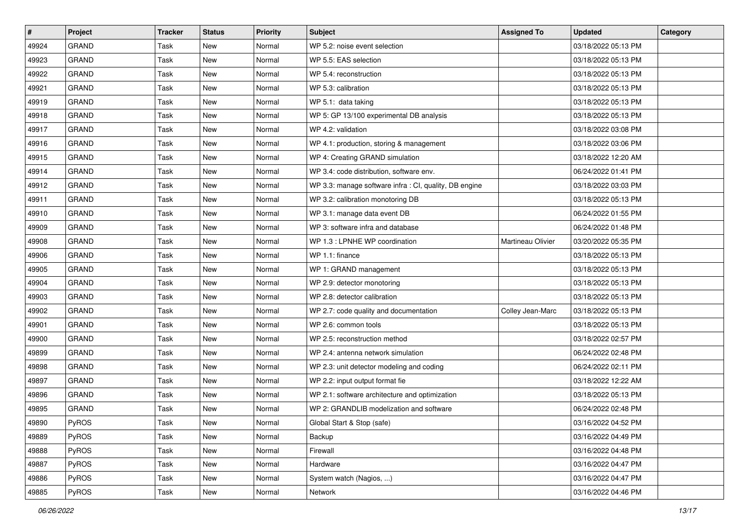| # | Project | Tracker | Status | Priority | Subject | Assigned To | Updated | Category |
|---|---|---|---|---|---|---|---|---|
| 49924 | GRAND | Task | New | Normal | WP 5.2: noise event selection | | 03/18/2022 05:13 PM | |
| 49923 | GRAND | Task | New | Normal | WP 5.5: EAS selection | | 03/18/2022 05:13 PM | |
| 49922 | GRAND | Task | New | Normal | WP 5.4: reconstruction | | 03/18/2022 05:13 PM | |
| 49921 | GRAND | Task | New | Normal | WP 5.3: calibration | | 03/18/2022 05:13 PM | |
| 49919 | GRAND | Task | New | Normal | WP 5.1:  data taking | | 03/18/2022 05:13 PM | |
| 49918 | GRAND | Task | New | Normal | WP 5: GP 13/100 experimental DB analysis | | 03/18/2022 05:13 PM | |
| 49917 | GRAND | Task | New | Normal | WP 4.2: validation | | 03/18/2022 03:08 PM | |
| 49916 | GRAND | Task | New | Normal | WP 4.1: production, storing & management | | 03/18/2022 03:06 PM | |
| 49915 | GRAND | Task | New | Normal | WP 4: Creating GRAND simulation | | 03/18/2022 12:20 AM | |
| 49914 | GRAND | Task | New | Normal | WP 3.4: code distribution, software env. | | 06/24/2022 01:41 PM | |
| 49912 | GRAND | Task | New | Normal | WP 3.3: manage software infra : CI, quality, DB engine | | 03/18/2022 03:03 PM | |
| 49911 | GRAND | Task | New | Normal | WP 3.2: calibration monotoring DB | | 03/18/2022 05:13 PM | |
| 49910 | GRAND | Task | New | Normal | WP 3.1: manage data event DB | | 06/24/2022 01:55 PM | |
| 49909 | GRAND | Task | New | Normal | WP 3: software infra and database | | 06/24/2022 01:48 PM | |
| 49908 | GRAND | Task | New | Normal | WP 1.3 : LPNHE WP coordination | Martineau Olivier | 03/20/2022 05:35 PM | |
| 49906 | GRAND | Task | New | Normal | WP 1.1: finance | | 03/18/2022 05:13 PM | |
| 49905 | GRAND | Task | New | Normal | WP 1: GRAND management | | 03/18/2022 05:13 PM | |
| 49904 | GRAND | Task | New | Normal | WP 2.9: detector monotoring | | 03/18/2022 05:13 PM | |
| 49903 | GRAND | Task | New | Normal | WP 2.8: detector calibration | | 03/18/2022 05:13 PM | |
| 49902 | GRAND | Task | New | Normal | WP 2.7: code quality and documentation | Colley Jean-Marc | 03/18/2022 05:13 PM | |
| 49901 | GRAND | Task | New | Normal | WP 2.6: common tools | | 03/18/2022 05:13 PM | |
| 49900 | GRAND | Task | New | Normal | WP 2.5: reconstruction method | | 03/18/2022 02:57 PM | |
| 49899 | GRAND | Task | New | Normal | WP 2.4: antenna network simulation | | 06/24/2022 02:48 PM | |
| 49898 | GRAND | Task | New | Normal | WP 2.3: unit detector modeling and coding | | 06/24/2022 02:11 PM | |
| 49897 | GRAND | Task | New | Normal | WP 2.2: input output format fie | | 03/18/2022 12:22 AM | |
| 49896 | GRAND | Task | New | Normal | WP 2.1: software architecture and optimization | | 03/18/2022 05:13 PM | |
| 49895 | GRAND | Task | New | Normal | WP 2: GRANDLIB modelization and software | | 06/24/2022 02:48 PM | |
| 49890 | PyROS | Task | New | Normal | Global Start & Stop (safe) | | 03/16/2022 04:52 PM | |
| 49889 | PyROS | Task | New | Normal | Backup | | 03/16/2022 04:49 PM | |
| 49888 | PyROS | Task | New | Normal | Firewall | | 03/16/2022 04:48 PM | |
| 49887 | PyROS | Task | New | Normal | Hardware | | 03/16/2022 04:47 PM | |
| 49886 | PyROS | Task | New | Normal | System watch (Nagios, ...) | | 03/16/2022 04:47 PM | |
| 49885 | PyROS | Task | New | Normal | Network | | 03/16/2022 04:46 PM | |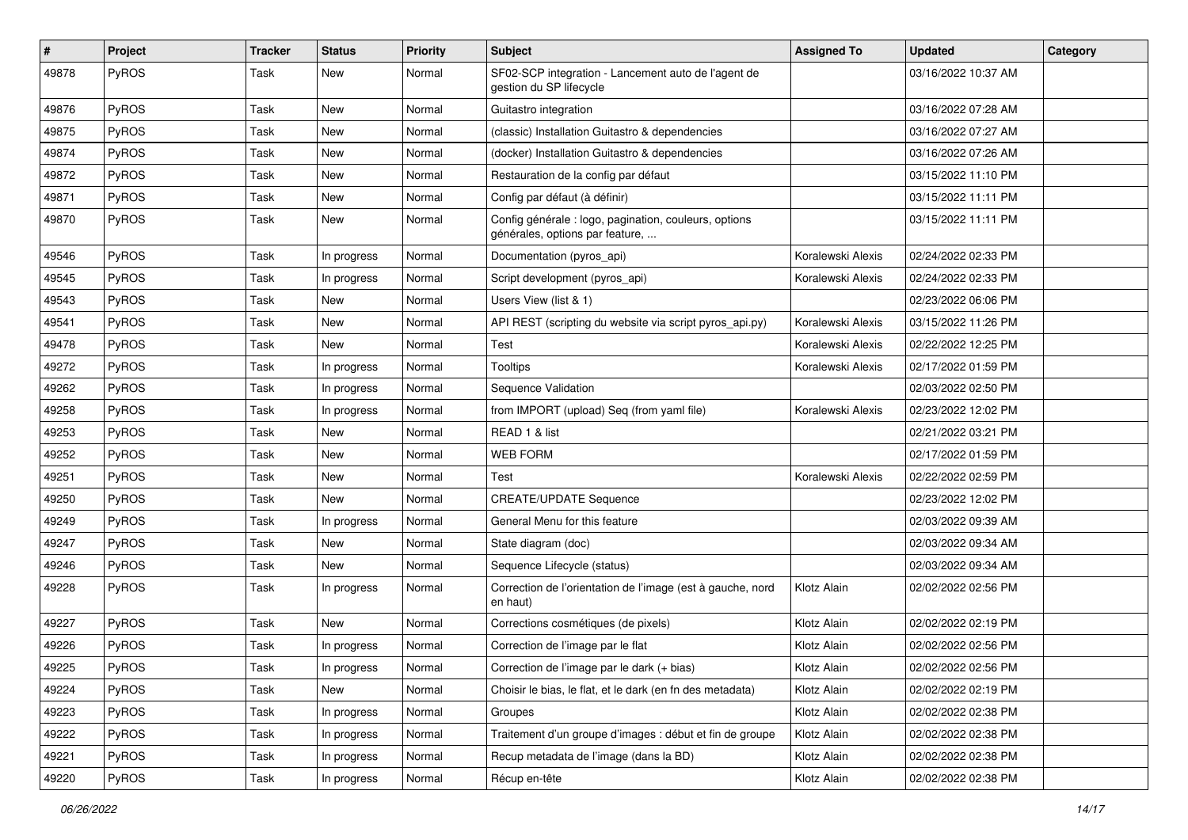| # | Project | Tracker | Status | Priority | Subject | Assigned To | Updated | Category |
|---|---|---|---|---|---|---|---|---|
| 49878 | PyROS | Task | New | Normal | SF02-SCP integration - Lancement auto de l'agent de gestion du SP lifecycle | | 03/16/2022 10:37 AM | |
| 49876 | PyROS | Task | New | Normal | Guitastro integration | | 03/16/2022 07:28 AM | |
| 49875 | PyROS | Task | New | Normal | (classic) Installation Guitastro & dependencies | | 03/16/2022 07:27 AM | |
| 49874 | PyROS | Task | New | Normal | (docker) Installation Guitastro & dependencies | | 03/16/2022 07:26 AM | |
| 49872 | PyROS | Task | New | Normal | Restauration de la config par défaut | | 03/15/2022 11:10 PM | |
| 49871 | PyROS | Task | New | Normal | Config par défaut (à définir) | | 03/15/2022 11:11 PM | |
| 49870 | PyROS | Task | New | Normal | Config générale : logo, pagination, couleurs, options générales, options par feature, ... | | 03/15/2022 11:11 PM | |
| 49546 | PyROS | Task | In progress | Normal | Documentation (pyros_api) | Koralewski Alexis | 02/24/2022 02:33 PM | |
| 49545 | PyROS | Task | In progress | Normal | Script development (pyros_api) | Koralewski Alexis | 02/24/2022 02:33 PM | |
| 49543 | PyROS | Task | New | Normal | Users View (list & 1) | | 02/23/2022 06:06 PM | |
| 49541 | PyROS | Task | New | Normal | API REST (scripting du website via script pyros_api.py) | Koralewski Alexis | 03/15/2022 11:26 PM | |
| 49478 | PyROS | Task | New | Normal | Test | Koralewski Alexis | 02/22/2022 12:25 PM | |
| 49272 | PyROS | Task | In progress | Normal | Tooltips | Koralewski Alexis | 02/17/2022 01:59 PM | |
| 49262 | PyROS | Task | In progress | Normal | Sequence Validation | | 02/03/2022 02:50 PM | |
| 49258 | PyROS | Task | In progress | Normal | from IMPORT (upload) Seq (from yaml file) | Koralewski Alexis | 02/23/2022 12:02 PM | |
| 49253 | PyROS | Task | New | Normal | READ 1 & list | | 02/21/2022 03:21 PM | |
| 49252 | PyROS | Task | New | Normal | WEB FORM | | 02/17/2022 01:59 PM | |
| 49251 | PyROS | Task | New | Normal | Test | Koralewski Alexis | 02/22/2022 02:59 PM | |
| 49250 | PyROS | Task | New | Normal | CREATE/UPDATE Sequence | | 02/23/2022 12:02 PM | |
| 49249 | PyROS | Task | In progress | Normal | General Menu for this feature | | 02/03/2022 09:39 AM | |
| 49247 | PyROS | Task | New | Normal | State diagram (doc) | | 02/03/2022 09:34 AM | |
| 49246 | PyROS | Task | New | Normal | Sequence Lifecycle (status) | | 02/03/2022 09:34 AM | |
| 49228 | PyROS | Task | In progress | Normal | Correction de l'orientation de l'image (est à gauche, nord en haut) | Klotz Alain | 02/02/2022 02:56 PM | |
| 49227 | PyROS | Task | New | Normal | Corrections cosmétiques (de pixels) | Klotz Alain | 02/02/2022 02:19 PM | |
| 49226 | PyROS | Task | In progress | Normal | Correction de l'image par le flat | Klotz Alain | 02/02/2022 02:56 PM | |
| 49225 | PyROS | Task | In progress | Normal | Correction de l'image par le dark (+ bias) | Klotz Alain | 02/02/2022 02:56 PM | |
| 49224 | PyROS | Task | New | Normal | Choisir le bias, le flat, et le dark (en fn des metadata) | Klotz Alain | 02/02/2022 02:19 PM | |
| 49223 | PyROS | Task | In progress | Normal | Groupes | Klotz Alain | 02/02/2022 02:38 PM | |
| 49222 | PyROS | Task | In progress | Normal | Traitement d'un groupe d'images : début et fin de groupe | Klotz Alain | 02/02/2022 02:38 PM | |
| 49221 | PyROS | Task | In progress | Normal | Recup metadata de l'image (dans la BD) | Klotz Alain | 02/02/2022 02:38 PM | |
| 49220 | PyROS | Task | In progress | Normal | Récup en-tête | Klotz Alain | 02/02/2022 02:38 PM | |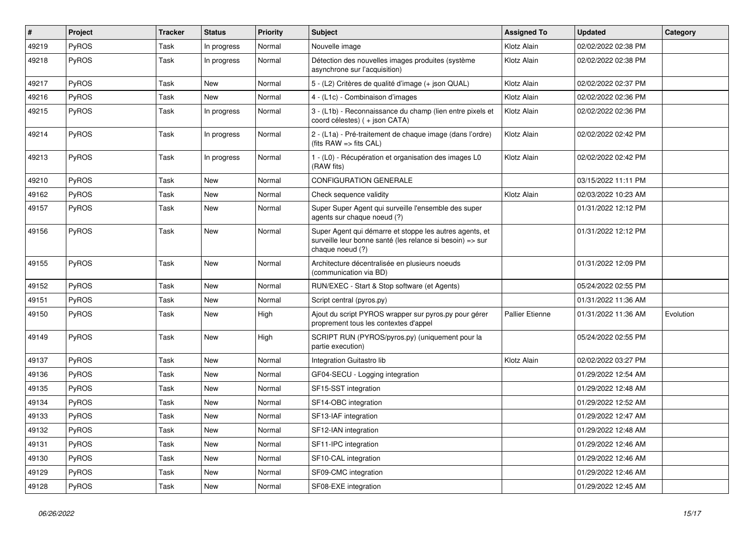| # | Project | Tracker | Status | Priority | Subject | Assigned To | Updated | Category |
|---|---|---|---|---|---|---|---|---|
| 49219 | PyROS | Task | In progress | Normal | Nouvelle image | Klotz Alain | 02/02/2022 02:38 PM | |
| 49218 | PyROS | Task | In progress | Normal | Détection des nouvelles images produites (système asynchrone sur l'acquisition) | Klotz Alain | 02/02/2022 02:38 PM | |
| 49217 | PyROS | Task | New | Normal | 5 - (L2) Critères de qualité d'image (+ json QUAL) | Klotz Alain | 02/02/2022 02:37 PM | |
| 49216 | PyROS | Task | New | Normal | 4 - (L1c) - Combinaison d'images | Klotz Alain | 02/02/2022 02:36 PM | |
| 49215 | PyROS | Task | In progress | Normal | 3 - (L1b) - Reconnaissance du champ (lien entre pixels et coord célestes) ( + json CATA) | Klotz Alain | 02/02/2022 02:36 PM | |
| 49214 | PyROS | Task | In progress | Normal | 2 - (L1a) - Pré-traitement de chaque image (dans l'ordre) (fits RAW => fits CAL) | Klotz Alain | 02/02/2022 02:42 PM | |
| 49213 | PyROS | Task | In progress | Normal | 1 - (L0) - Récupération et organisation des images L0 (RAW fits) | Klotz Alain | 02/02/2022 02:42 PM | |
| 49210 | PyROS | Task | New | Normal | CONFIGURATION GENERALE | | 03/15/2022 11:11 PM | |
| 49162 | PyROS | Task | New | Normal | Check sequence validity | Klotz Alain | 02/03/2022 10:23 AM | |
| 49157 | PyROS | Task | New | Normal | Super Super Agent qui surveille l'ensemble des super agents sur chaque noeud (?) | | 01/31/2022 12:12 PM | |
| 49156 | PyROS | Task | New | Normal | Super Agent qui démarre et stoppe les autres agents, et surveille leur bonne santé (les relance si besoin) => sur chaque noeud (?) | | 01/31/2022 12:12 PM | |
| 49155 | PyROS | Task | New | Normal | Architecture décentralisée en plusieurs noeuds (communication via BD) | | 01/31/2022 12:09 PM | |
| 49152 | PyROS | Task | New | Normal | RUN/EXEC - Start & Stop software (et Agents) | | 05/24/2022 02:55 PM | |
| 49151 | PyROS | Task | New | Normal | Script central (pyros.py) | | 01/31/2022 11:36 AM | |
| 49150 | PyROS | Task | New | High | Ajout du script PYROS wrapper sur pyros.py pour gérer proprement tous les contextes d'appel | Pallier Etienne | 01/31/2022 11:36 AM | Evolution |
| 49149 | PyROS | Task | New | High | SCRIPT RUN (PYROS/pyros.py) (uniquement pour la partie execution) | | 05/24/2022 02:55 PM | |
| 49137 | PyROS | Task | New | Normal | Integration Guitastro lib | Klotz Alain | 02/02/2022 03:27 PM | |
| 49136 | PyROS | Task | New | Normal | GF04-SECU - Logging integration | | 01/29/2022 12:54 AM | |
| 49135 | PyROS | Task | New | Normal | SF15-SST integration | | 01/29/2022 12:48 AM | |
| 49134 | PyROS | Task | New | Normal | SF14-OBC integration | | 01/29/2022 12:52 AM | |
| 49133 | PyROS | Task | New | Normal | SF13-IAF integration | | 01/29/2022 12:47 AM | |
| 49132 | PyROS | Task | New | Normal | SF12-IAN integration | | 01/29/2022 12:48 AM | |
| 49131 | PyROS | Task | New | Normal | SF11-IPC integration | | 01/29/2022 12:46 AM | |
| 49130 | PyROS | Task | New | Normal | SF10-CAL integration | | 01/29/2022 12:46 AM | |
| 49129 | PyROS | Task | New | Normal | SF09-CMC integration | | 01/29/2022 12:46 AM | |
| 49128 | PyROS | Task | New | Normal | SF08-EXE integration | | 01/29/2022 12:45 AM | |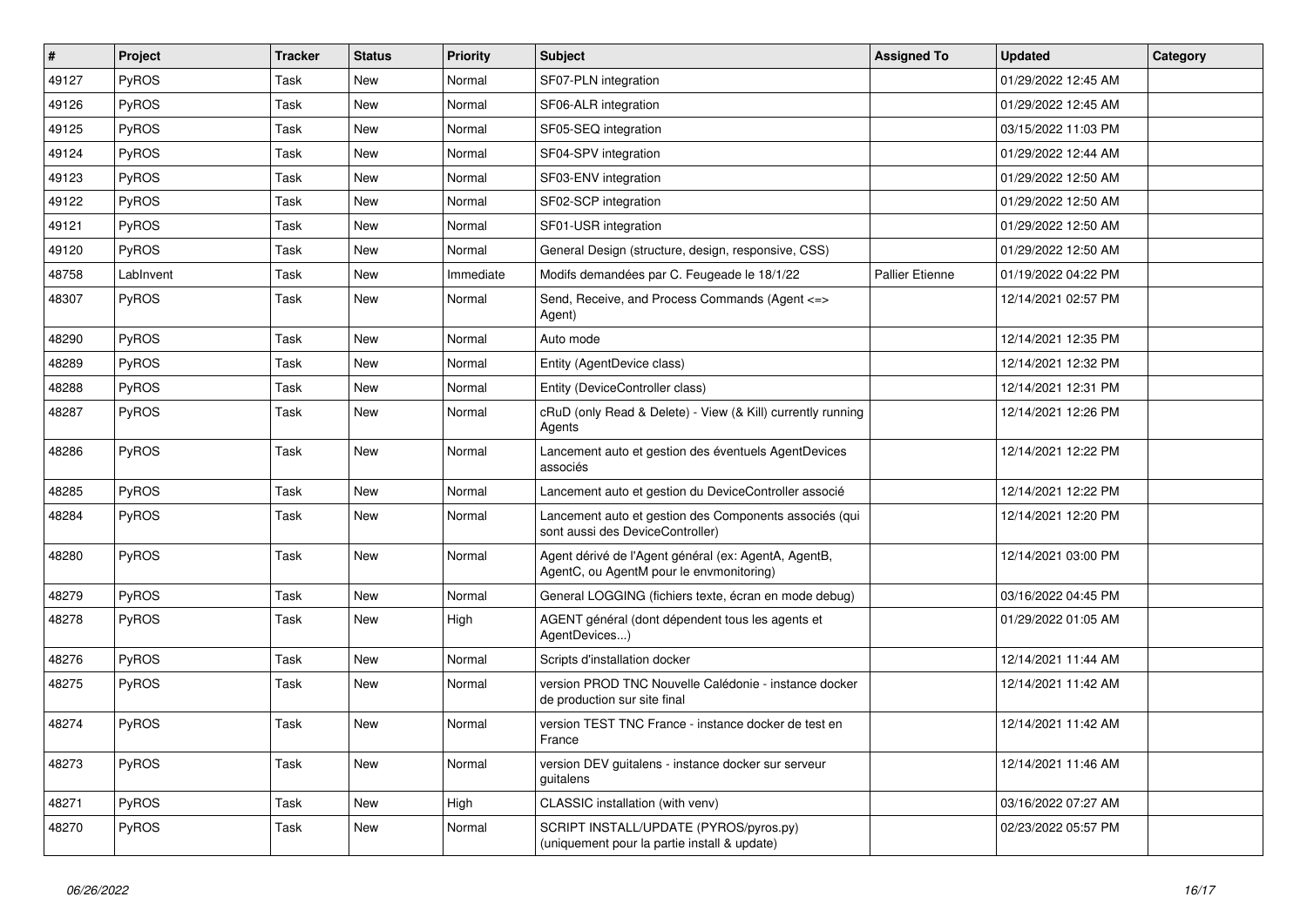| # | Project | Tracker | Status | Priority | Subject | Assigned To | Updated | Category |
|---|---|---|---|---|---|---|---|---|
| 49127 | PyROS | Task | New | Normal | SF07-PLN integration | | 01/29/2022 12:45 AM | |
| 49126 | PyROS | Task | New | Normal | SF06-ALR integration | | 01/29/2022 12:45 AM | |
| 49125 | PyROS | Task | New | Normal | SF05-SEQ integration | | 03/15/2022 11:03 PM | |
| 49124 | PyROS | Task | New | Normal | SF04-SPV integration | | 01/29/2022 12:44 AM | |
| 49123 | PyROS | Task | New | Normal | SF03-ENV integration | | 01/29/2022 12:50 AM | |
| 49122 | PyROS | Task | New | Normal | SF02-SCP integration | | 01/29/2022 12:50 AM | |
| 49121 | PyROS | Task | New | Normal | SF01-USR integration | | 01/29/2022 12:50 AM | |
| 49120 | PyROS | Task | New | Normal | General Design (structure, design, responsive, CSS) | | 01/29/2022 12:50 AM | |
| 48758 | LabInvent | Task | New | Immediate | Modifs demandées par C. Feugeade le 18/1/22 | Pallier Etienne | 01/19/2022 04:22 PM | |
| 48307 | PyROS | Task | New | Normal | Send, Receive, and Process Commands (Agent <=> Agent) | | 12/14/2021 02:57 PM | |
| 48290 | PyROS | Task | New | Normal | Auto mode | | 12/14/2021 12:35 PM | |
| 48289 | PyROS | Task | New | Normal | Entity (AgentDevice class) | | 12/14/2021 12:32 PM | |
| 48288 | PyROS | Task | New | Normal | Entity (DeviceController class) | | 12/14/2021 12:31 PM | |
| 48287 | PyROS | Task | New | Normal | cRuD (only Read & Delete) - View (& Kill) currently running Agents | | 12/14/2021 12:26 PM | |
| 48286 | PyROS | Task | New | Normal | Lancement auto et gestion des éventuels AgentDevices associés | | 12/14/2021 12:22 PM | |
| 48285 | PyROS | Task | New | Normal | Lancement auto et gestion du DeviceController associé | | 12/14/2021 12:22 PM | |
| 48284 | PyROS | Task | New | Normal | Lancement auto et gestion des Components associés (qui sont aussi des DeviceController) | | 12/14/2021 12:20 PM | |
| 48280 | PyROS | Task | New | Normal | Agent dérivé de l'Agent général (ex: AgentA, AgentB, AgentC, ou AgentM pour le envmonitoring) | | 12/14/2021 03:00 PM | |
| 48279 | PyROS | Task | New | Normal | General LOGGING (fichiers texte, écran en mode debug) | | 03/16/2022 04:45 PM | |
| 48278 | PyROS | Task | New | High | AGENT général (dont dépendent tous les agents et AgentDevices...) | | 01/29/2022 01:05 AM | |
| 48276 | PyROS | Task | New | Normal | Scripts d'installation docker | | 12/14/2021 11:44 AM | |
| 48275 | PyROS | Task | New | Normal | version PROD TNC Nouvelle Calédonie - instance docker de production sur site final | | 12/14/2021 11:42 AM | |
| 48274 | PyROS | Task | New | Normal | version TEST TNC France - instance docker de test en France | | 12/14/2021 11:42 AM | |
| 48273 | PyROS | Task | New | Normal | version DEV guitalens - instance docker sur serveur guitalens | | 12/14/2021 11:46 AM | |
| 48271 | PyROS | Task | New | High | CLASSIC installation (with venv) | | 03/16/2022 07:27 AM | |
| 48270 | PyROS | Task | New | Normal | SCRIPT INSTALL/UPDATE (PYROS/pyros.py) (uniquement pour la partie install & update) | | 02/23/2022 05:57 PM | |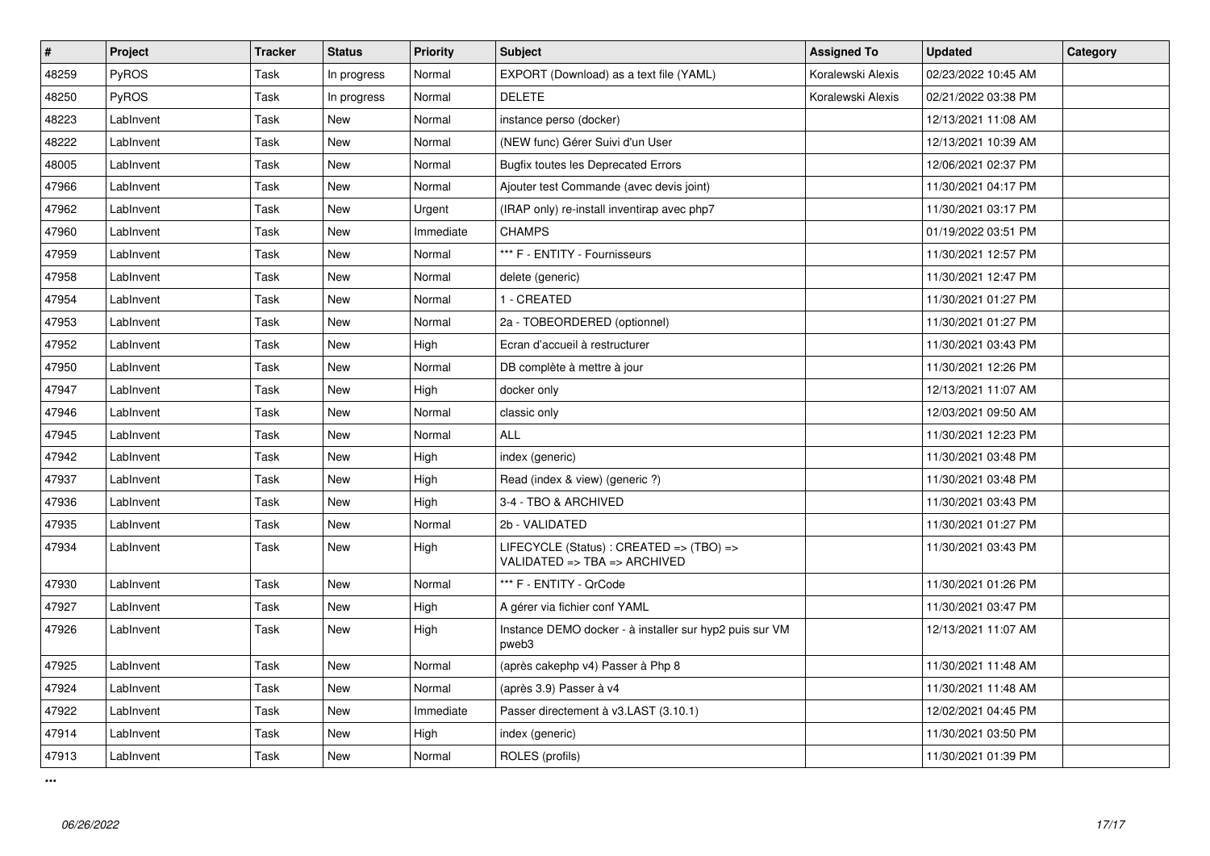| # | Project | Tracker | Status | Priority | Subject | Assigned To | Updated | Category |
| --- | --- | --- | --- | --- | --- | --- | --- | --- |
| 48259 | PyROS | Task | In progress | Normal | EXPORT (Download) as a text file (YAML) | Koralewski Alexis | 02/23/2022 10:45 AM | |
| 48250 | PyROS | Task | In progress | Normal | DELETE | Koralewski Alexis | 02/21/2022 03:38 PM | |
| 48223 | LabInvent | Task | New | Normal | instance perso (docker) | | 12/13/2021 11:08 AM | |
| 48222 | LabInvent | Task | New | Normal | (NEW func) Gérer Suivi d'un User | | 12/13/2021 10:39 AM | |
| 48005 | LabInvent | Task | New | Normal | Bugfix toutes les Deprecated Errors | | 12/06/2021 02:37 PM | |
| 47966 | LabInvent | Task | New | Normal | Ajouter test Commande (avec devis joint) | | 11/30/2021 04:17 PM | |
| 47962 | LabInvent | Task | New | Urgent | (IRAP only) re-install inventirap avec php7 | | 11/30/2021 03:17 PM | |
| 47960 | LabInvent | Task | New | Immediate | CHAMPS | | 01/19/2022 03:51 PM | |
| 47959 | LabInvent | Task | New | Normal | *** F - ENTITY - Fournisseurs | | 11/30/2021 12:57 PM | |
| 47958 | LabInvent | Task | New | Normal | delete (generic) | | 11/30/2021 12:47 PM | |
| 47954 | LabInvent | Task | New | Normal | 1 - CREATED | | 11/30/2021 01:27 PM | |
| 47953 | LabInvent | Task | New | Normal | 2a - TOBEORDERED (optionnel) | | 11/30/2021 01:27 PM | |
| 47952 | LabInvent | Task | New | High | Ecran d'accueil à restructurer | | 11/30/2021 03:43 PM | |
| 47950 | LabInvent | Task | New | Normal | DB complète à mettre à jour | | 11/30/2021 12:26 PM | |
| 47947 | LabInvent | Task | New | High | docker only | | 12/13/2021 11:07 AM | |
| 47946 | LabInvent | Task | New | Normal | classic only | | 12/03/2021 09:50 AM | |
| 47945 | LabInvent | Task | New | Normal | ALL | | 11/30/2021 12:23 PM | |
| 47942 | LabInvent | Task | New | High | index (generic) | | 11/30/2021 03:48 PM | |
| 47937 | LabInvent | Task | New | High | Read (index & view) (generic ?) | | 11/30/2021 03:48 PM | |
| 47936 | LabInvent | Task | New | High | 3-4 - TBO & ARCHIVED | | 11/30/2021 03:43 PM | |
| 47935 | LabInvent | Task | New | Normal | 2b - VALIDATED | | 11/30/2021 01:27 PM | |
| 47934 | LabInvent | Task | New | High | LIFECYCLE (Status) : CREATED => (TBO) => VALIDATED => TBA => ARCHIVED | | 11/30/2021 03:43 PM | |
| 47930 | LabInvent | Task | New | Normal | *** F - ENTITY - QrCode | | 11/30/2021 01:26 PM | |
| 47927 | LabInvent | Task | New | High | A gérer via fichier conf YAML | | 11/30/2021 03:47 PM | |
| 47926 | LabInvent | Task | New | High | Instance DEMO docker - à installer sur hyp2 puis sur VM pweb3 | | 12/13/2021 11:07 AM | |
| 47925 | LabInvent | Task | New | Normal | (après cakephp v4) Passer à Php 8 | | 11/30/2021 11:48 AM | |
| 47924 | LabInvent | Task | New | Normal | (après 3.9) Passer à v4 | | 11/30/2021 11:48 AM | |
| 47922 | LabInvent | Task | New | Immediate | Passer directement à v3.LAST (3.10.1) | | 12/02/2021 04:45 PM | |
| 47914 | LabInvent | Task | New | High | index (generic) | | 11/30/2021 03:50 PM | |
| 47913 | LabInvent | Task | New | Normal | ROLES (profils) | | 11/30/2021 01:39 PM | |

...